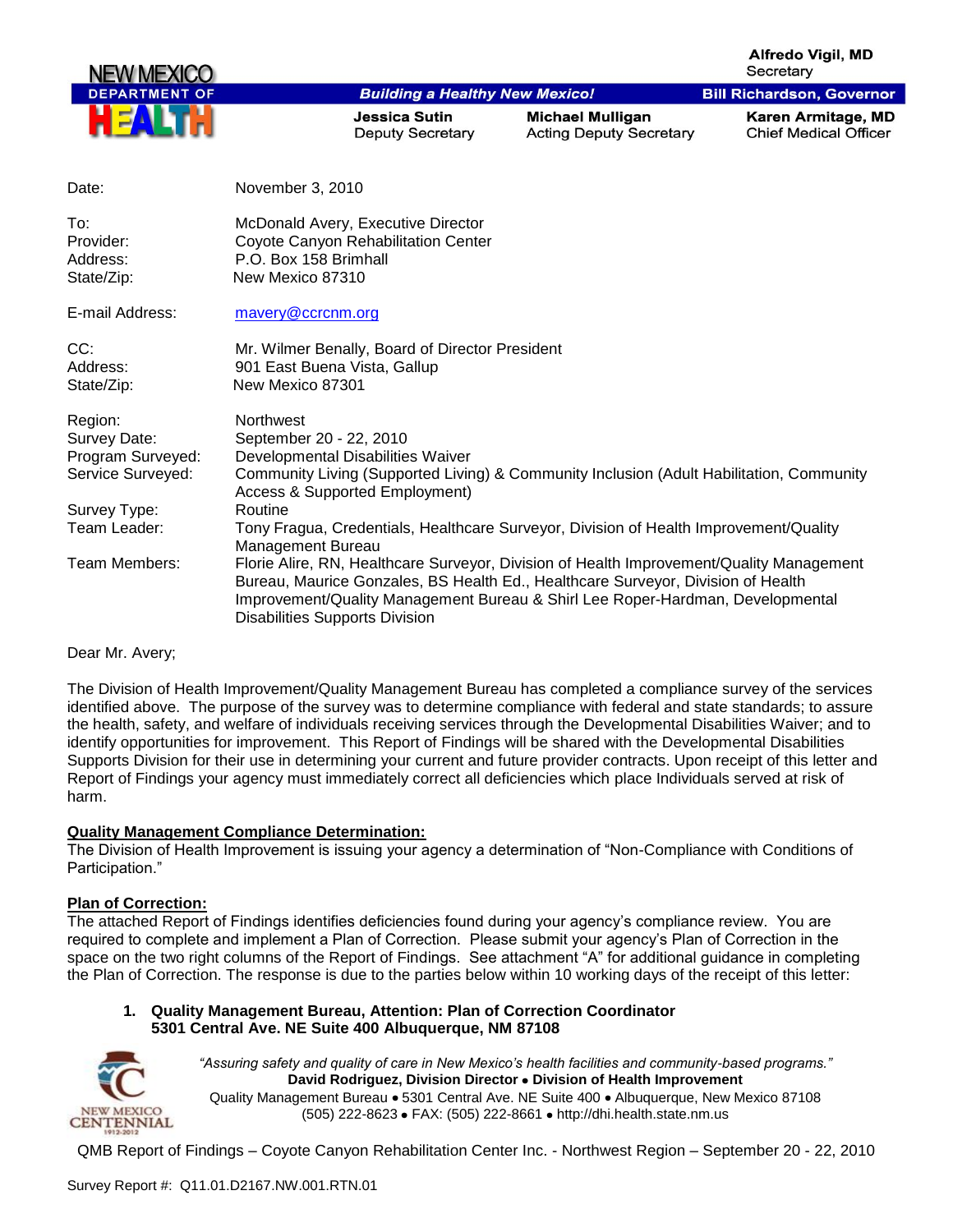**NEW MEXICO DEPARTMENT OF HEALTH**

**Alfredo Vigil, MD**
Secretary

***Building a Healthy New Mexico!***

**Bill Richardson, Governor**

**Jessica Sutin**
Deputy Secretary

**Michael Mulligan**
Acting Deputy Secretary

**Karen Armitage, MD**
Chief Medical Officer

| | |
|---|---|
| Date: | November 3, 2010 |
| To: | McDonald Avery, Executive Director |
| Provider: | Coyote Canyon Rehabilitation Center |
| Address: | P.O. Box 158 Brimhall |
| State/Zip: | New Mexico 87310 |
| E-mail Address: | mavery@ccrcnm.org |
| CC: | Mr. Wilmer Benally, Board of Director President |
| Address: | 901 East Buena Vista, Gallup |
| State/Zip: | New Mexico 87301 |
| Region: | Northwest |
| Survey Date: | September 20 - 22, 2010 |
| Program Surveyed: | Developmental Disabilities Waiver |
| Service Surveyed: | Community Living (Supported Living) & Community Inclusion (Adult Habilitation, Community Access & Supported Employment) |
| Survey Type: | Routine |
| Team Leader: | Tony Fragua, Credentials, Healthcare Surveyor, Division of Health Improvement/Quality Management Bureau |
| Team Members: | Florie Alire, RN, Healthcare Surveyor, Division of Health Improvement/Quality Management Bureau, Maurice Gonzales, BS Health Ed., Healthcare Surveyor, Division of Health Improvement/Quality Management Bureau & Shirl Lee Roper-Hardman, Developmental Disabilities Supports Division |

Dear Mr. Avery;

The Division of Health Improvement/Quality Management Bureau has completed a compliance survey of the services identified above. The purpose of the survey was to determine compliance with federal and state standards; to assure the health, safety, and welfare of individuals receiving services through the Developmental Disabilities Waiver; and to identify opportunities for improvement. This Report of Findings will be shared with the Developmental Disabilities Supports Division for their use in determining your current and future provider contracts. Upon receipt of this letter and Report of Findings your agency must immediately correct all deficiencies which place Individuals served at risk of harm.

**Quality Management Compliance Determination:**

The Division of Health Improvement is issuing your agency a determination of "Non-Compliance with Conditions of Participation."

**Plan of Correction:**

The attached Report of Findings identifies deficiencies found during your agency's compliance review. You are required to complete and implement a Plan of Correction. Please submit your agency's Plan of Correction in the space on the two right columns of the Report of Findings. See attachment "A" for additional guidance in completing the Plan of Correction. The response is due to the parties below within 10 working days of the receipt of this letter:

1. **Quality Management Bureau, Attention: Plan of Correction Coordinator**
   **5301 Central Ave. NE Suite 400 Albuquerque, NM 87108**

*"Assuring safety and quality of care in New Mexico's health facilities and community-based programs."*
**David Rodriguez, Division Director • Division of Health Improvement**
Quality Management Bureau • 5301 Central Ave. NE Suite 400 • Albuquerque, New Mexico 87108
(505) 222-8623 • FAX: (505) 222-8661 • http://dhi.health.state.nm.us

QMB Report of Findings – Coyote Canyon Rehabilitation Center Inc. - Northwest Region – September 20 - 22, 2010

Survey Report #: Q11.01.D2167.NW.001.RTN.01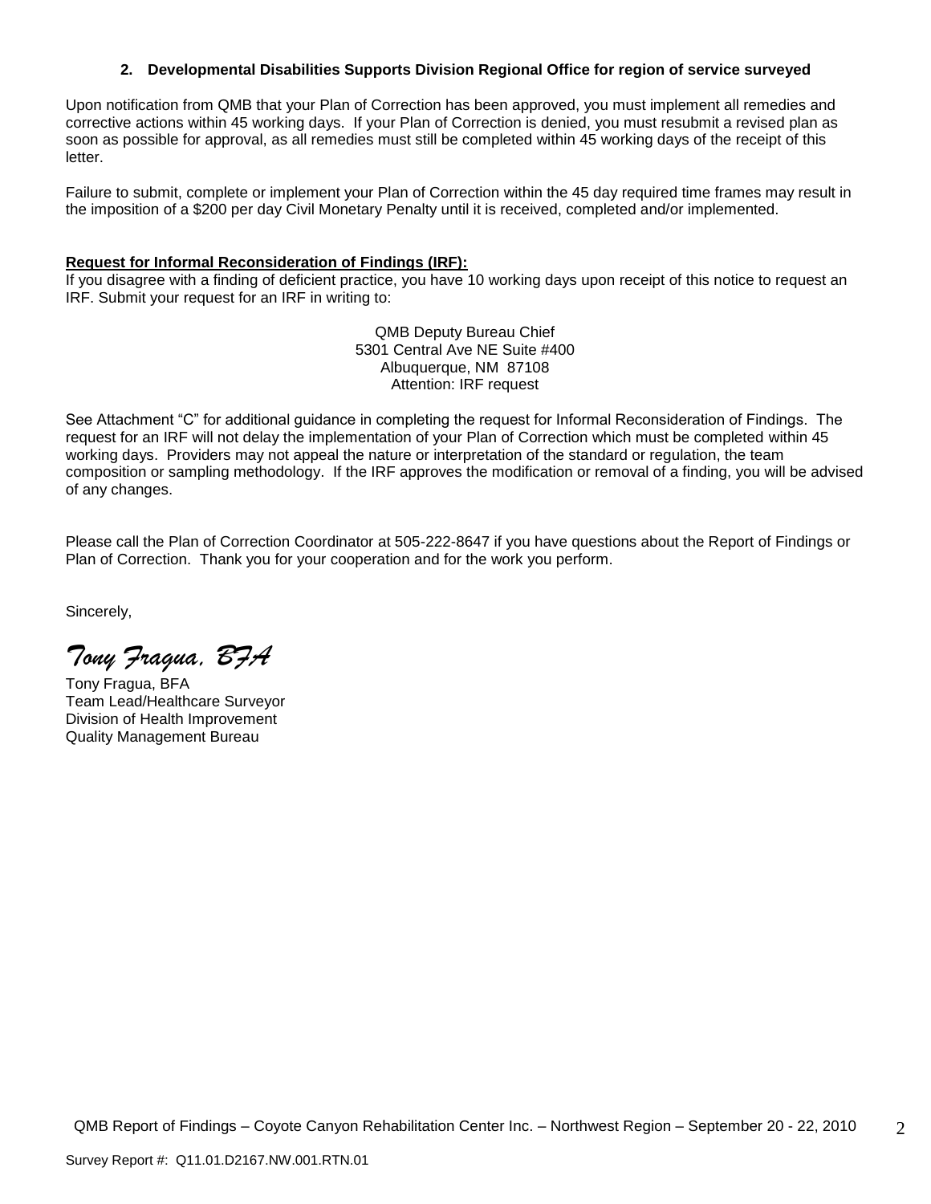**2. Developmental Disabilities Supports Division Regional Office for region of service surveyed**

Upon notification from QMB that your Plan of Correction has been approved, you must implement all remedies and corrective actions within 45 working days. If your Plan of Correction is denied, you must resubmit a revised plan as soon as possible for approval, as all remedies must still be completed within 45 working days of the receipt of this letter.

Failure to submit, complete or implement your Plan of Correction within the 45 day required time frames may result in the imposition of a $200 per day Civil Monetary Penalty until it is received, completed and/or implemented.

**Request for Informal Reconsideration of Findings (IRF):**

If you disagree with a finding of deficient practice, you have 10 working days upon receipt of this notice to request an IRF. Submit your request for an IRF in writing to:

QMB Deputy Bureau Chief
5301 Central Ave NE Suite #400
Albuquerque, NM 87108
Attention: IRF request

See Attachment "C" for additional guidance in completing the request for Informal Reconsideration of Findings. The request for an IRF will not delay the implementation of your Plan of Correction which must be completed within 45 working days. Providers may not appeal the nature or interpretation of the standard or regulation, the team composition or sampling methodology. If the IRF approves the modification or removal of a finding, you will be advised of any changes.

Please call the Plan of Correction Coordinator at 505-222-8647 if you have questions about the Report of Findings or Plan of Correction. Thank you for your cooperation and for the work you perform.

Sincerely,

*Tony Fragua, BFA*

Tony Fragua, BFA
Team Lead/Healthcare Surveyor
Division of Health Improvement
Quality Management Bureau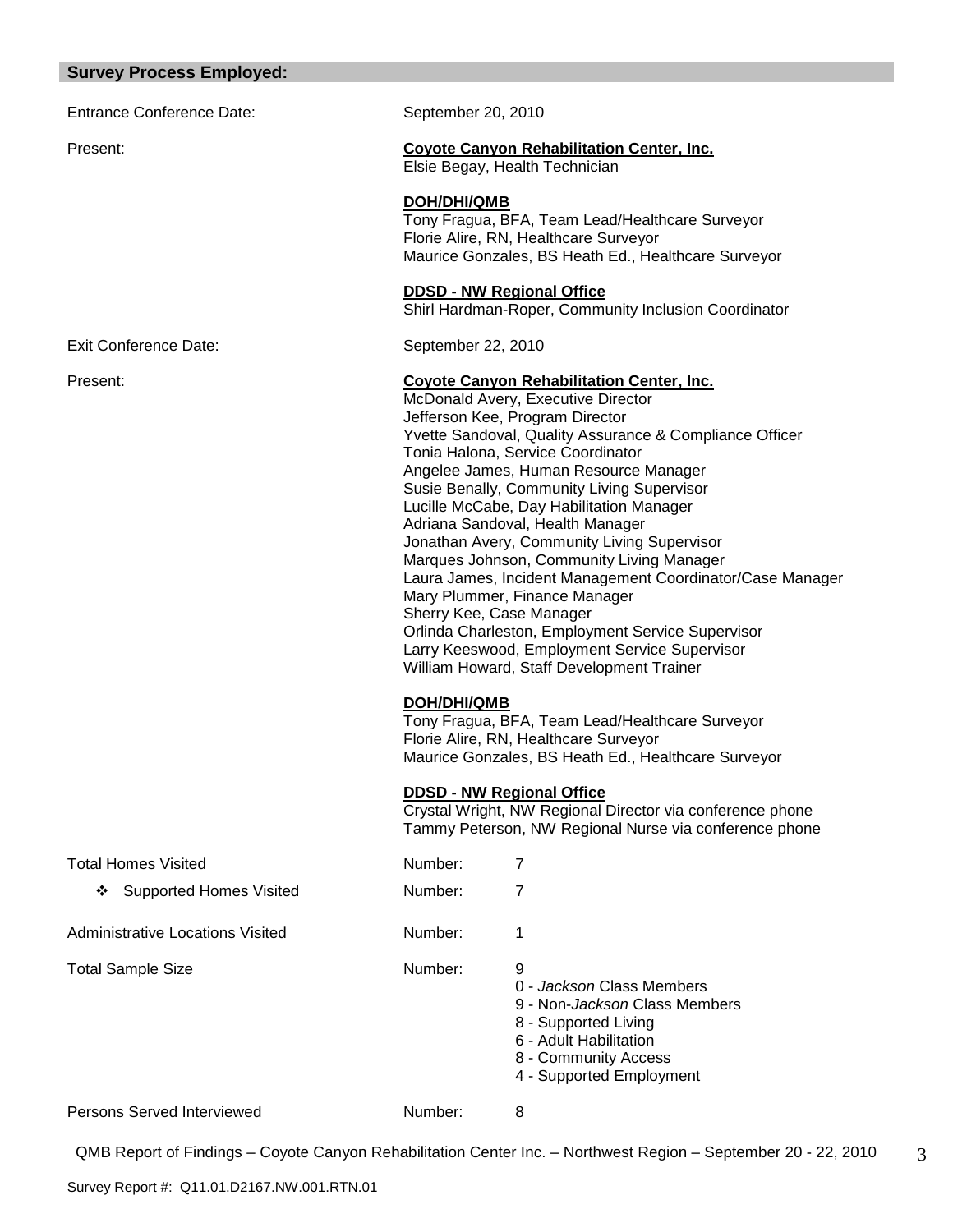## Survey Process Employed:

| | | |
|---|---|---|
| Entrance Conference Date: | September 20, 2010 | |
| Present: | **Coyote Canyon Rehabilitation Center, Inc.**<br>Elsie Begay, Health Technician<br><br>**DOH/DHI/QMB**<br>Tony Fragua, BFA, Team Lead/Healthcare Surveyor<br>Florie Alire, RN, Healthcare Surveyor<br>Maurice Gonzales, BS Heath Ed., Healthcare Surveyor<br><br>**DDSD - NW Regional Office**<br>Shirl Hardman-Roper, Community Inclusion Coordinator | |
| Exit Conference Date: | September 22, 2010 | |
| Present: | **Coyote Canyon Rehabilitation Center, Inc.**<br>McDonald Avery, Executive Director<br>Jefferson Kee, Program Director<br>Yvette Sandoval, Quality Assurance & Compliance Officer<br>Tonia Halona, Service Coordinator<br>Angelee James, Human Resource Manager<br>Susie Benally, Community Living Supervisor<br>Lucille McCabe, Day Habilitation Manager<br>Adriana Sandoval, Health Manager<br>Jonathan Avery, Community Living Supervisor<br>Marques Johnson, Community Living Manager<br>Laura James, Incident Management Coordinator/Case Manager<br>Mary Plummer, Finance Manager<br>Sherry Kee, Case Manager<br>Orlinda Charleston, Employment Service Supervisor<br>Larry Keeswood, Employment Service Supervisor<br>William Howard, Staff Development Trainer<br><br>**DOH/DHI/QMB**<br>Tony Fragua, BFA, Team Lead/Healthcare Surveyor<br>Florie Alire, RN, Healthcare Surveyor<br>Maurice Gonzales, BS Heath Ed., Healthcare Surveyor<br><br>**DDSD - NW Regional Office**<br>Crystal Wright, NW Regional Director via conference phone<br>Tammy Peterson, NW Regional Nurse via conference phone | |
| Total Homes Visited | Number: | 7 |
| ❖ Supported Homes Visited | Number: | 7 |
| Administrative Locations Visited | Number: | 1 |
| Total Sample Size | Number: | 9<br>0 - *Jackson* Class Members<br>9 - Non-*Jackson* Class Members<br>8 - Supported Living<br>6 - Adult Habilitation<br>8 - Community Access<br>4 - Supported Employment |
| Persons Served Interviewed | Number: | 8 |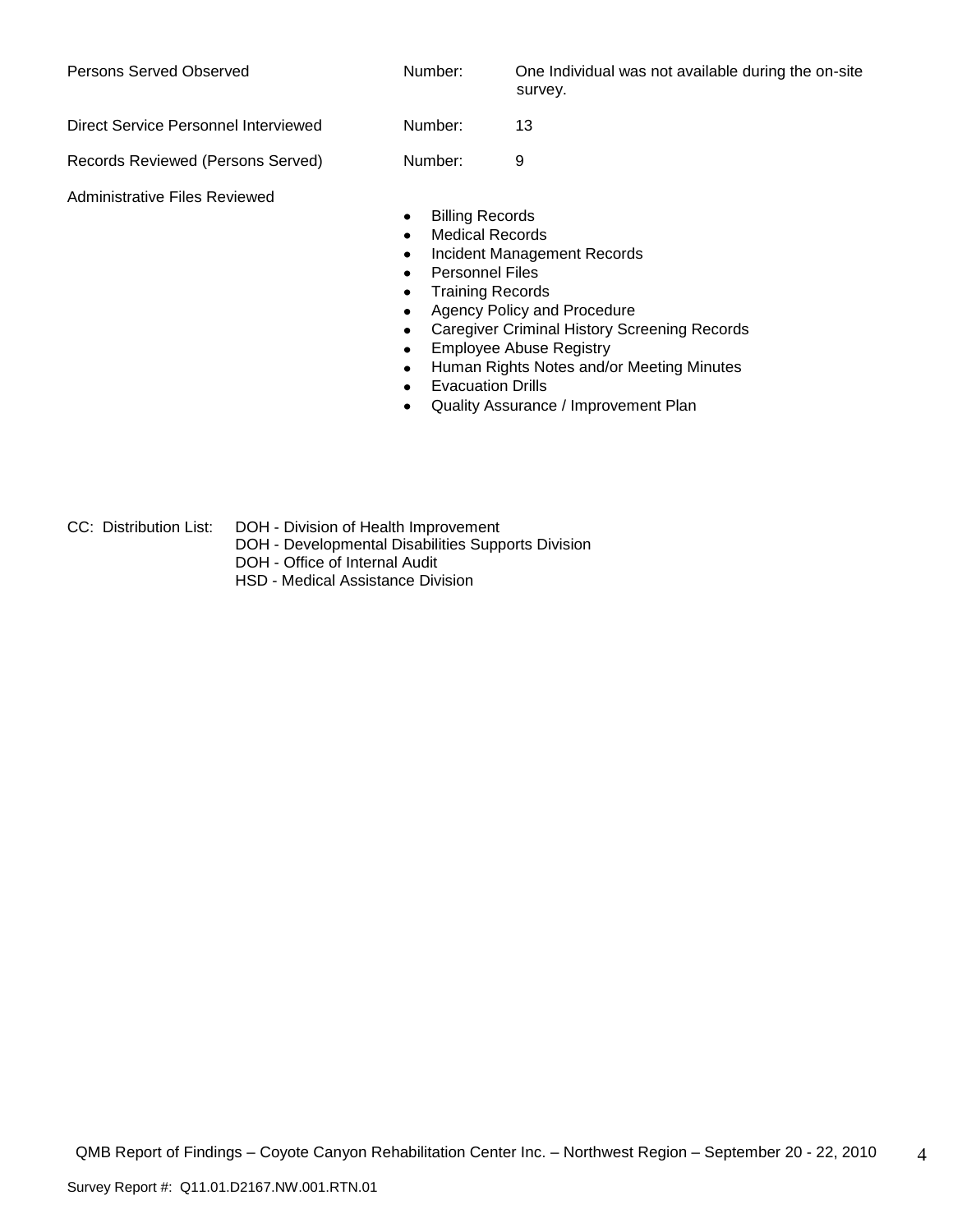| | | |
|---|---|---|
| Persons Served Observed | Number: | One Individual was not available during the on-site survey. |
| Direct Service Personnel Interviewed | Number: | 13 |
| Records Reviewed (Persons Served) | Number: | 9 |

Administrative Files Reviewed

- Billing Records
- Medical Records
- Incident Management Records
- Personnel Files
- Training Records
- Agency Policy and Procedure
- Caregiver Criminal History Screening Records
- Employee Abuse Registry
- Human Rights Notes and/or Meeting Minutes
- Evacuation Drills
- Quality Assurance / Improvement Plan

CC: Distribution List:
DOH - Division of Health Improvement
DOH - Developmental Disabilities Supports Division
DOH - Office of Internal Audit
HSD - Medical Assistance Division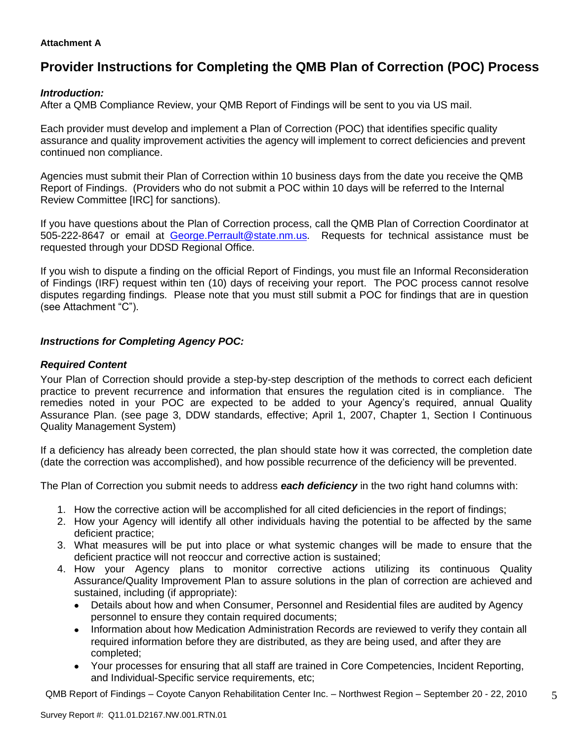**Attachment A**

# Provider Instructions for Completing the QMB Plan of Correction (POC) Process

***Introduction:***

After a QMB Compliance Review, your QMB Report of Findings will be sent to you via US mail.

Each provider must develop and implement a Plan of Correction (POC) that identifies specific quality assurance and quality improvement activities the agency will implement to correct deficiencies and prevent continued non compliance.

Agencies must submit their Plan of Correction within 10 business days from the date you receive the QMB Report of Findings. (Providers who do not submit a POC within 10 days will be referred to the Internal Review Committee [IRC] for sanctions).

If you have questions about the Plan of Correction process, call the QMB Plan of Correction Coordinator at 505-222-8647 or email at George.Perrault@state.nm.us. Requests for technical assistance must be requested through your DDSD Regional Office.

If you wish to dispute a finding on the official Report of Findings, you must file an Informal Reconsideration of Findings (IRF) request within ten (10) days of receiving your report. The POC process cannot resolve disputes regarding findings. Please note that you must still submit a POC for findings that are in question (see Attachment "C").

***Instructions for Completing Agency POC:***

***Required Content***

Your Plan of Correction should provide a step-by-step description of the methods to correct each deficient practice to prevent recurrence and information that ensures the regulation cited is in compliance. The remedies noted in your POC are expected to be added to your Agency's required, annual Quality Assurance Plan. (see page 3, DDW standards, effective; April 1, 2007, Chapter 1, Section I Continuous Quality Management System)

If a deficiency has already been corrected, the plan should state how it was corrected, the completion date (date the correction was accomplished), and how possible recurrence of the deficiency will be prevented.

The Plan of Correction you submit needs to address ***each deficiency*** in the two right hand columns with:

1. How the corrective action will be accomplished for all cited deficiencies in the report of findings;
2. How your Agency will identify all other individuals having the potential to be affected by the same deficient practice;
3. What measures will be put into place or what systemic changes will be made to ensure that the deficient practice will not reoccur and corrective action is sustained;
4. How your Agency plans to monitor corrective actions utilizing its continuous Quality Assurance/Quality Improvement Plan to assure solutions in the plan of correction are achieved and sustained, including (if appropriate):
   - Details about how and when Consumer, Personnel and Residential files are audited by Agency personnel to ensure they contain required documents;
   - Information about how Medication Administration Records are reviewed to verify they contain all required information before they are distributed, as they are being used, and after they are completed;
   - Your processes for ensuring that all staff are trained in Core Competencies, Incident Reporting, and Individual-Specific service requirements, etc;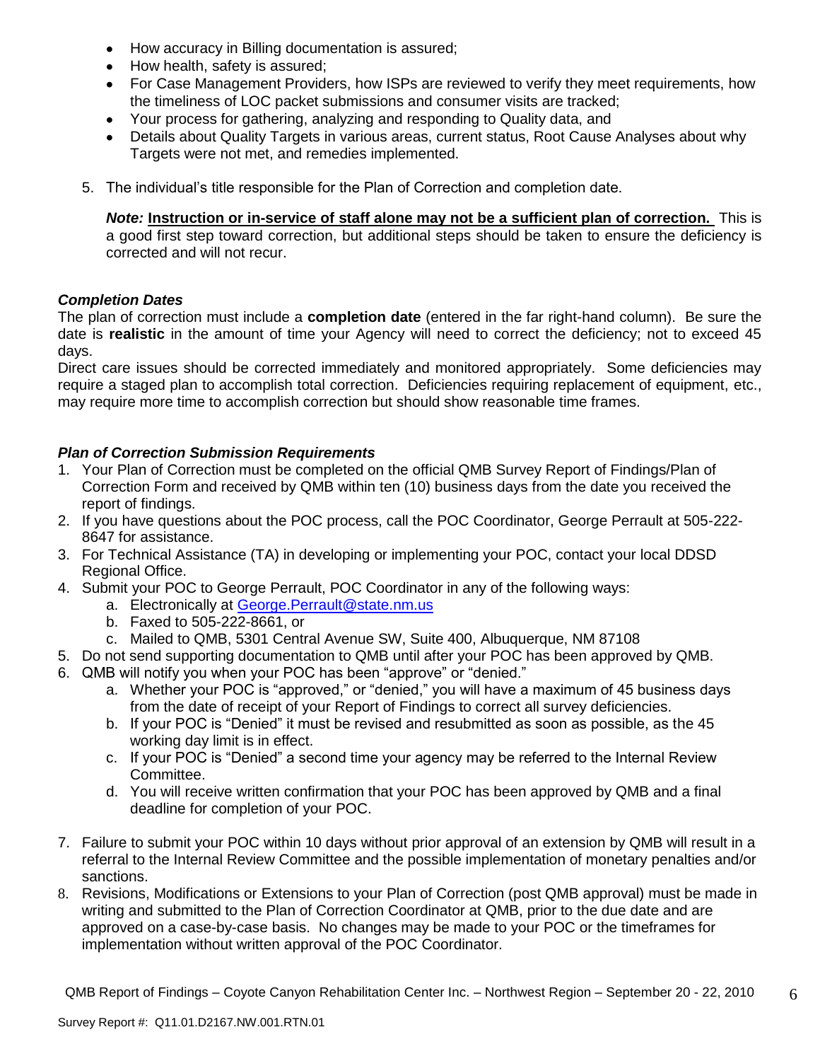- How accuracy in Billing documentation is assured;
- How health, safety is assured;
- For Case Management Providers, how ISPs are reviewed to verify they meet requirements, how the timeliness of LOC packet submissions and consumer visits are tracked;
- Your process for gathering, analyzing and responding to Quality data, and
- Details about Quality Targets in various areas, current status, Root Cause Analyses about why Targets were not met, and remedies implemented.

5. The individual's title responsible for the Plan of Correction and completion date.

   ***Note:*** **Instruction or in-service of staff alone may not be a sufficient plan of correction.** This is a good first step toward correction, but additional steps should be taken to ensure the deficiency is corrected and will not recur.

### *Completion Dates*

The plan of correction must include a **completion date** (entered in the far right-hand column). Be sure the date is **realistic** in the amount of time your Agency will need to correct the deficiency; not to exceed 45 days.

Direct care issues should be corrected immediately and monitored appropriately. Some deficiencies may require a staged plan to accomplish total correction. Deficiencies requiring replacement of equipment, etc., may require more time to accomplish correction but should show reasonable time frames.

### *Plan of Correction Submission Requirements*

1. Your Plan of Correction must be completed on the official QMB Survey Report of Findings/Plan of Correction Form and received by QMB within ten (10) business days from the date you received the report of findings.
2. If you have questions about the POC process, call the POC Coordinator, George Perrault at 505-222-8647 for assistance.
3. For Technical Assistance (TA) in developing or implementing your POC, contact your local DDSD Regional Office.
4. Submit your POC to George Perrault, POC Coordinator in any of the following ways:
   a. Electronically at George.Perrault@state.nm.us
   b. Faxed to 505-222-8661, or
   c. Mailed to QMB, 5301 Central Avenue SW, Suite 400, Albuquerque, NM 87108
5. Do not send supporting documentation to QMB until after your POC has been approved by QMB.
6. QMB will notify you when your POC has been "approve" or "denied."
   a. Whether your POC is "approved," or "denied," you will have a maximum of 45 business days from the date of receipt of your Report of Findings to correct all survey deficiencies.
   b. If your POC is "Denied" it must be revised and resubmitted as soon as possible, as the 45 working day limit is in effect.
   c. If your POC is "Denied" a second time your agency may be referred to the Internal Review Committee.
   d. You will receive written confirmation that your POC has been approved by QMB and a final deadline for completion of your POC.
7. Failure to submit your POC within 10 days without prior approval of an extension by QMB will result in a referral to the Internal Review Committee and the possible implementation of monetary penalties and/or sanctions.
8. Revisions, Modifications or Extensions to your Plan of Correction (post QMB approval) must be made in writing and submitted to the Plan of Correction Coordinator at QMB, prior to the due date and are approved on a case-by-case basis. No changes may be made to your POC or the timeframes for implementation without written approval of the POC Coordinator.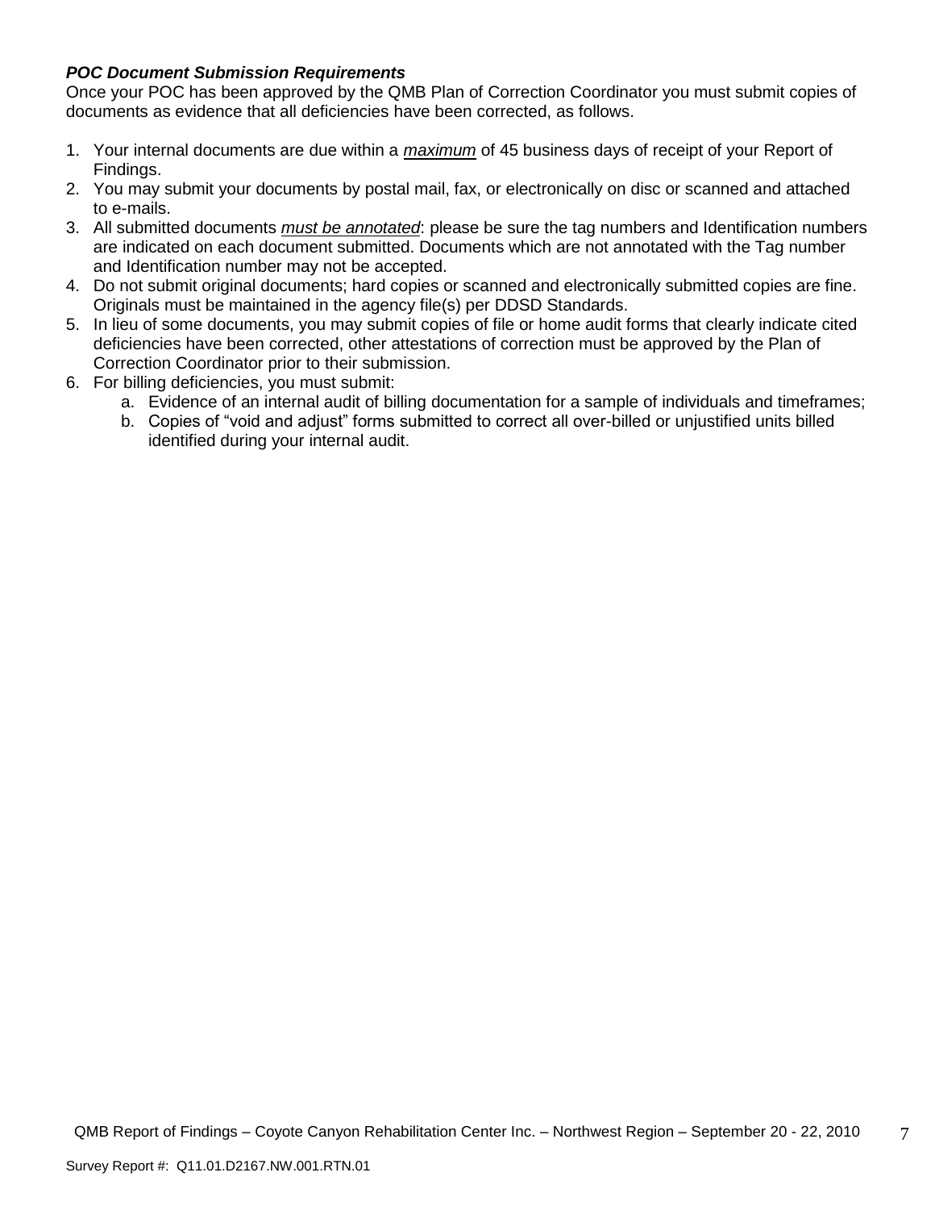***POC Document Submission Requirements***

Once your POC has been approved by the QMB Plan of Correction Coordinator you must submit copies of documents as evidence that all deficiencies have been corrected, as follows.

1. Your internal documents are due within a ***maximum*** of 45 business days of receipt of your Report of Findings.
2. You may submit your documents by postal mail, fax, or electronically on disc or scanned and attached to e-mails.
3. All submitted documents ***must be annotated***: please be sure the tag numbers and Identification numbers are indicated on each document submitted. Documents which are not annotated with the Tag number and Identification number may not be accepted.
4. Do not submit original documents; hard copies or scanned and electronically submitted copies are fine. Originals must be maintained in the agency file(s) per DDSD Standards.
5. In lieu of some documents, you may submit copies of file or home audit forms that clearly indicate cited deficiencies have been corrected, other attestations of correction must be approved by the Plan of Correction Coordinator prior to their submission.
6. For billing deficiencies, you must submit:
   a. Evidence of an internal audit of billing documentation for a sample of individuals and timeframes;
   b. Copies of "void and adjust" forms submitted to correct all over-billed or unjustified units billed identified during your internal audit.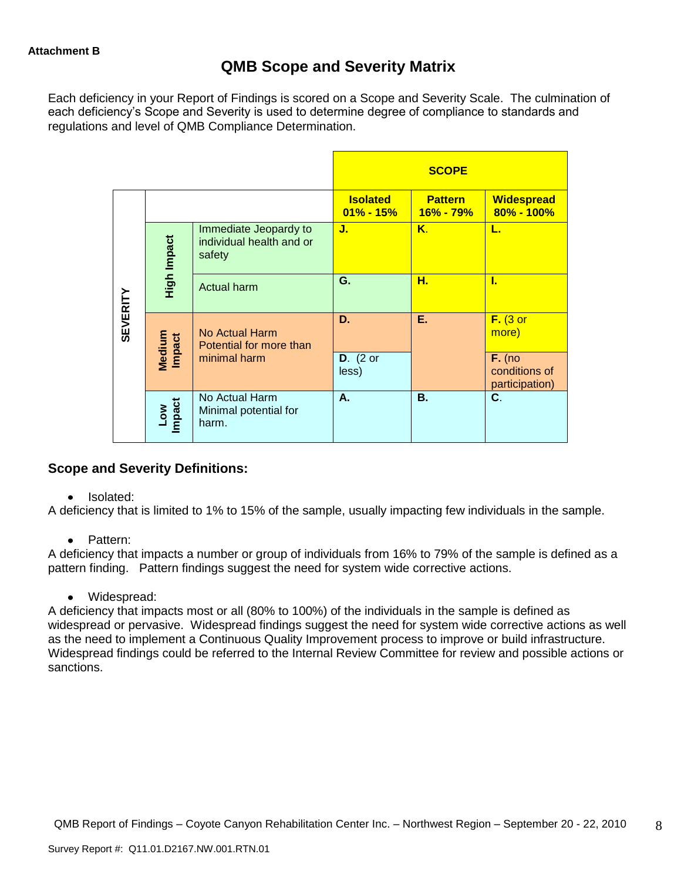**Attachment B**

# QMB Scope and Severity Matrix

Each deficiency in your Report of Findings is scored on a Scope and Severity Scale. The culmination of each deficiency's Scope and Severity is used to determine degree of compliance to standards and regulations and level of QMB Compliance Determination.

| SEVERITY | | | SCOPE | | |
|---|---|---|---|---|---|
| | | | **Isolated 01% - 15%** | **Pattern 16% - 79%** | **Widespread 80% - 100%** |
| | **High Impact** | Immediate Jeopardy to individual health and or safety | **J.** | **K.** | **L.** |
| | **High Impact** | Actual harm | **G.** | **H.** | **I.** |
| | **Medium Impact** | No Actual Harm Potential for more than minimal harm | **D.** | **E.** | **F.** (3 or more) |
| | **Medium Impact** | No Actual Harm Potential for more than minimal harm | **D.** (2 or less) | **E.** | **F.** (no conditions of participation) |
| | **Low Impact** | No Actual Harm Minimal potential for harm. | **A.** | **B.** | **C.** |

## Scope and Severity Definitions:

- Isolated:

A deficiency that is limited to 1% to 15% of the sample, usually impacting few individuals in the sample.

- Pattern:

A deficiency that impacts a number or group of individuals from 16% to 79% of the sample is defined as a pattern finding. Pattern findings suggest the need for system wide corrective actions.

- Widespread:

A deficiency that impacts most or all (80% to 100%) of the individuals in the sample is defined as widespread or pervasive. Widespread findings suggest the need for system wide corrective actions as well as the need to implement a Continuous Quality Improvement process to improve or build infrastructure. Widespread findings could be referred to the Internal Review Committee for review and possible actions or sanctions.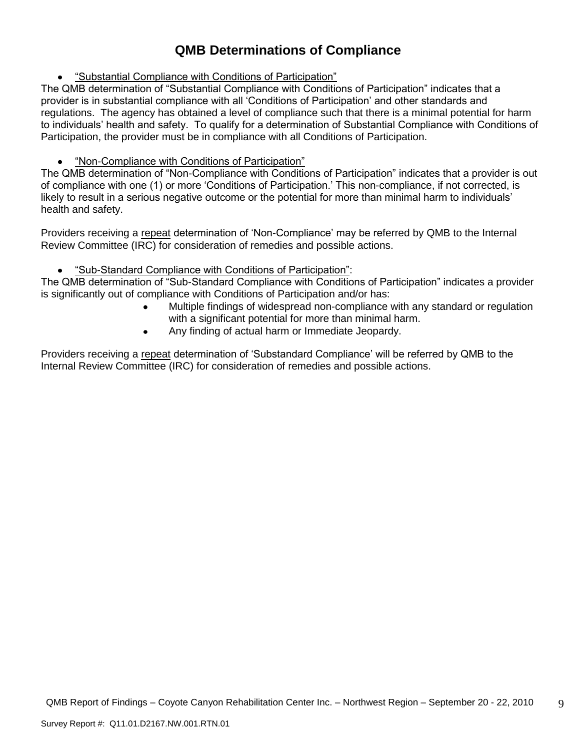# QMB Determinations of Compliance

- <u>"Substantial Compliance with Conditions of Participation"</u>

The QMB determination of "Substantial Compliance with Conditions of Participation" indicates that a provider is in substantial compliance with all 'Conditions of Participation' and other standards and regulations. The agency has obtained a level of compliance such that there is a minimal potential for harm to individuals' health and safety. To qualify for a determination of Substantial Compliance with Conditions of Participation, the provider must be in compliance with all Conditions of Participation.

- <u>"Non-Compliance with Conditions of Participation"</u>

The QMB determination of "Non-Compliance with Conditions of Participation" indicates that a provider is out of compliance with one (1) or more 'Conditions of Participation.' This non-compliance, if not corrected, is likely to result in a serious negative outcome or the potential for more than minimal harm to individuals' health and safety.

Providers receiving a <u>repeat</u> determination of 'Non-Compliance' may be referred by QMB to the Internal Review Committee (IRC) for consideration of remedies and possible actions.

- <u>"Sub-Standard Compliance with Conditions of Participation"</u>:

The QMB determination of "Sub-Standard Compliance with Conditions of Participation" indicates a provider is significantly out of compliance with Conditions of Participation and/or has:

- Multiple findings of widespread non-compliance with any standard or regulation with a significant potential for more than minimal harm.
- Any finding of actual harm or Immediate Jeopardy.

Providers receiving a <u>repeat</u> determination of 'Substandard Compliance' will be referred by QMB to the Internal Review Committee (IRC) for consideration of remedies and possible actions.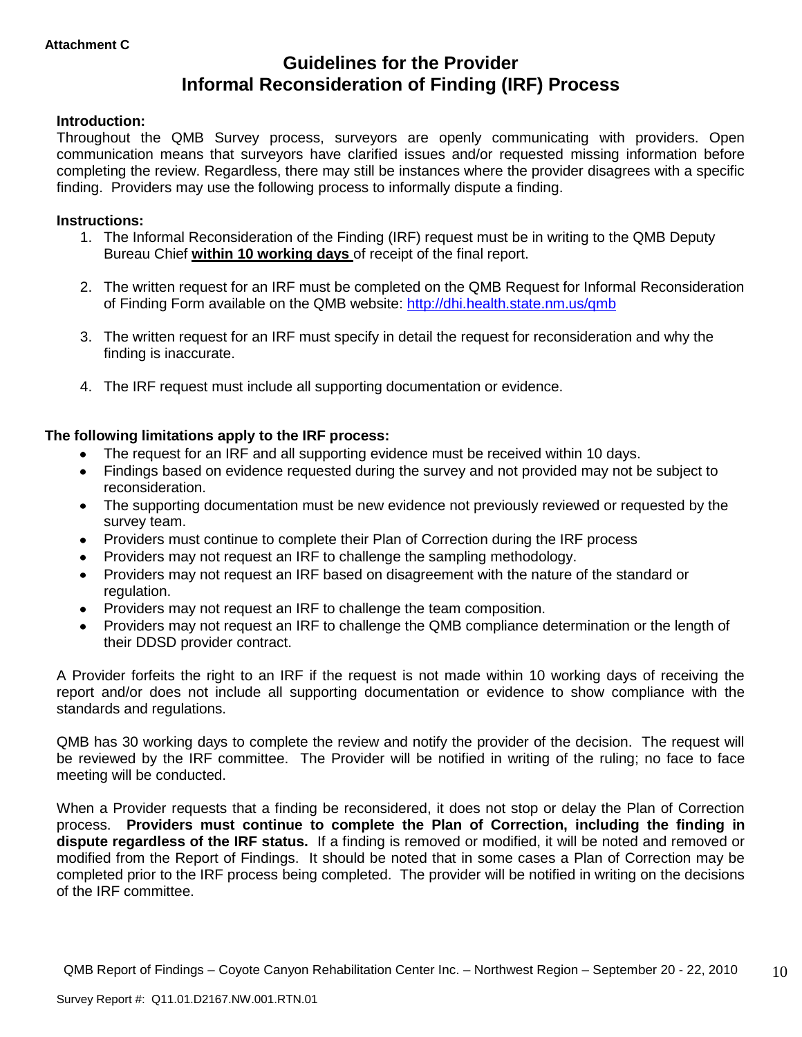**Attachment C**

# Guidelines for the Provider Informal Reconsideration of Finding (IRF) Process

**Introduction:**
Throughout the QMB Survey process, surveyors are openly communicating with providers. Open communication means that surveyors have clarified issues and/or requested missing information before completing the review. Regardless, there may still be instances where the provider disagrees with a specific finding. Providers may use the following process to informally dispute a finding.

**Instructions:**

1. The Informal Reconsideration of the Finding (IRF) request must be in writing to the QMB Deputy Bureau Chief **<u>within 10 working days</u>** of receipt of the final report.

2. The written request for an IRF must be completed on the QMB Request for Informal Reconsideration of Finding Form available on the QMB website: [http://dhi.health.state.nm.us/qmb](http://dhi.health.state.nm.us/qmb)

3. The written request for an IRF must specify in detail the request for reconsideration and why the finding is inaccurate.

4. The IRF request must include all supporting documentation or evidence.

**The following limitations apply to the IRF process:**

- The request for an IRF and all supporting evidence must be received within 10 days.
- Findings based on evidence requested during the survey and not provided may not be subject to reconsideration.
- The supporting documentation must be new evidence not previously reviewed or requested by the survey team.
- Providers must continue to complete their Plan of Correction during the IRF process
- Providers may not request an IRF to challenge the sampling methodology.
- Providers may not request an IRF based on disagreement with the nature of the standard or regulation.
- Providers may not request an IRF to challenge the team composition.
- Providers may not request an IRF to challenge the QMB compliance determination or the length of their DDSD provider contract.

A Provider forfeits the right to an IRF if the request is not made within 10 working days of receiving the report and/or does not include all supporting documentation or evidence to show compliance with the standards and regulations.

QMB has 30 working days to complete the review and notify the provider of the decision. The request will be reviewed by the IRF committee. The Provider will be notified in writing of the ruling; no face to face meeting will be conducted.

When a Provider requests that a finding be reconsidered, it does not stop or delay the Plan of Correction process. **Providers must continue to complete the Plan of Correction, including the finding in dispute regardless of the IRF status.** If a finding is removed or modified, it will be noted and removed or modified from the Report of Findings. It should be noted that in some cases a Plan of Correction may be completed prior to the IRF process being completed. The provider will be notified in writing on the decisions of the IRF committee.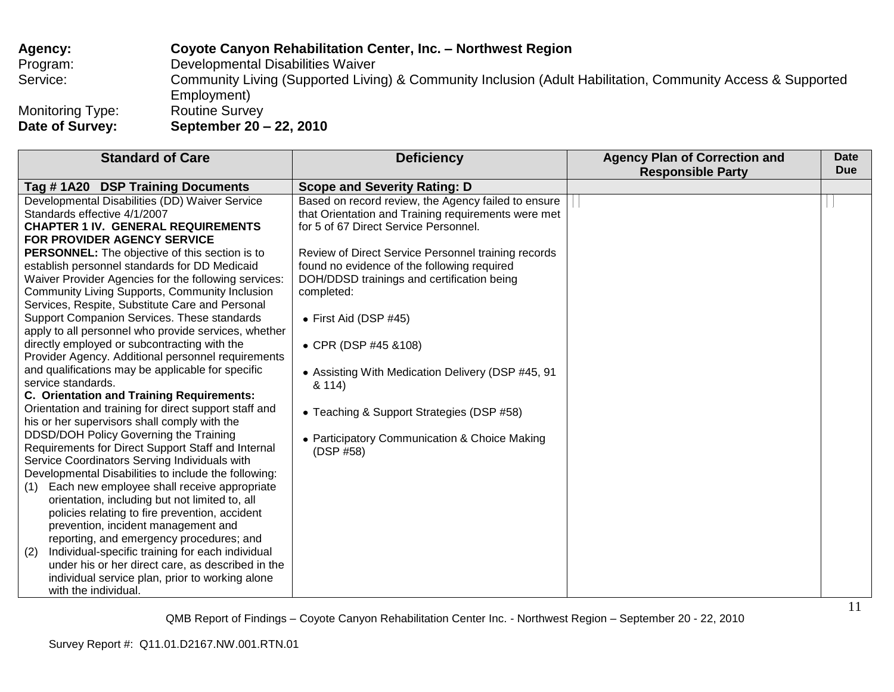**Agency:** **Coyote Canyon Rehabilitation Center, Inc. – Northwest Region**
Program: Developmental Disabilities Waiver
Service: Community Living (Supported Living) & Community Inclusion (Adult Habilitation, Community Access & Supported Employment)
Monitoring Type: Routine Survey
**Date of Survey:** **September 20 – 22, 2010**

| Standard of Care | Deficiency | Agency Plan of Correction and Responsible Party | Date Due |
|---|---|---|---|
| **Tag # 1A20 DSP Training Documents** | **Scope and Severity Rating: D** | | |
| Developmental Disabilities (DD) Waiver Service Standards effective 4/1/2007<br>**CHAPTER 1 IV. GENERAL REQUIREMENTS FOR PROVIDER AGENCY SERVICE PERSONNEL:** The objective of this section is to establish personnel standards for DD Medicaid Waiver Provider Agencies for the following services: Community Living Supports, Community Inclusion Services, Respite, Substitute Care and Personal Support Companion Services. These standards apply to all personnel who provide services, whether directly employed or subcontracting with the Provider Agency. Additional personnel requirements and qualifications may be applicable for specific service standards.<br>**C. Orientation and Training Requirements:** Orientation and training for direct support staff and his or her supervisors shall comply with the DDSD/DOH Policy Governing the Training Requirements for Direct Support Staff and Internal Service Coordinators Serving Individuals with Developmental Disabilities to include the following:<br>(1) Each new employee shall receive appropriate orientation, including but not limited to, all policies relating to fire prevention, accident prevention, incident management and reporting, and emergency procedures; and<br>(2) Individual-specific training for each individual under his or her direct care, as described in the individual service plan, prior to working alone with the individual. | Based on record review, the Agency failed to ensure that Orientation and Training requirements were met for 5 of 67 Direct Service Personnel.<br><br>Review of Direct Service Personnel training records found no evidence of the following required DOH/DDSD trainings and certification being completed:<br><br>• First Aid (DSP #45)<br><br>• CPR (DSP #45 &108)<br><br>• Assisting With Medication Delivery (DSP #45, 91 & 114)<br><br>• Teaching & Support Strategies (DSP #58)<br><br>• Participatory Communication & Choice Making (DSP #58) | | |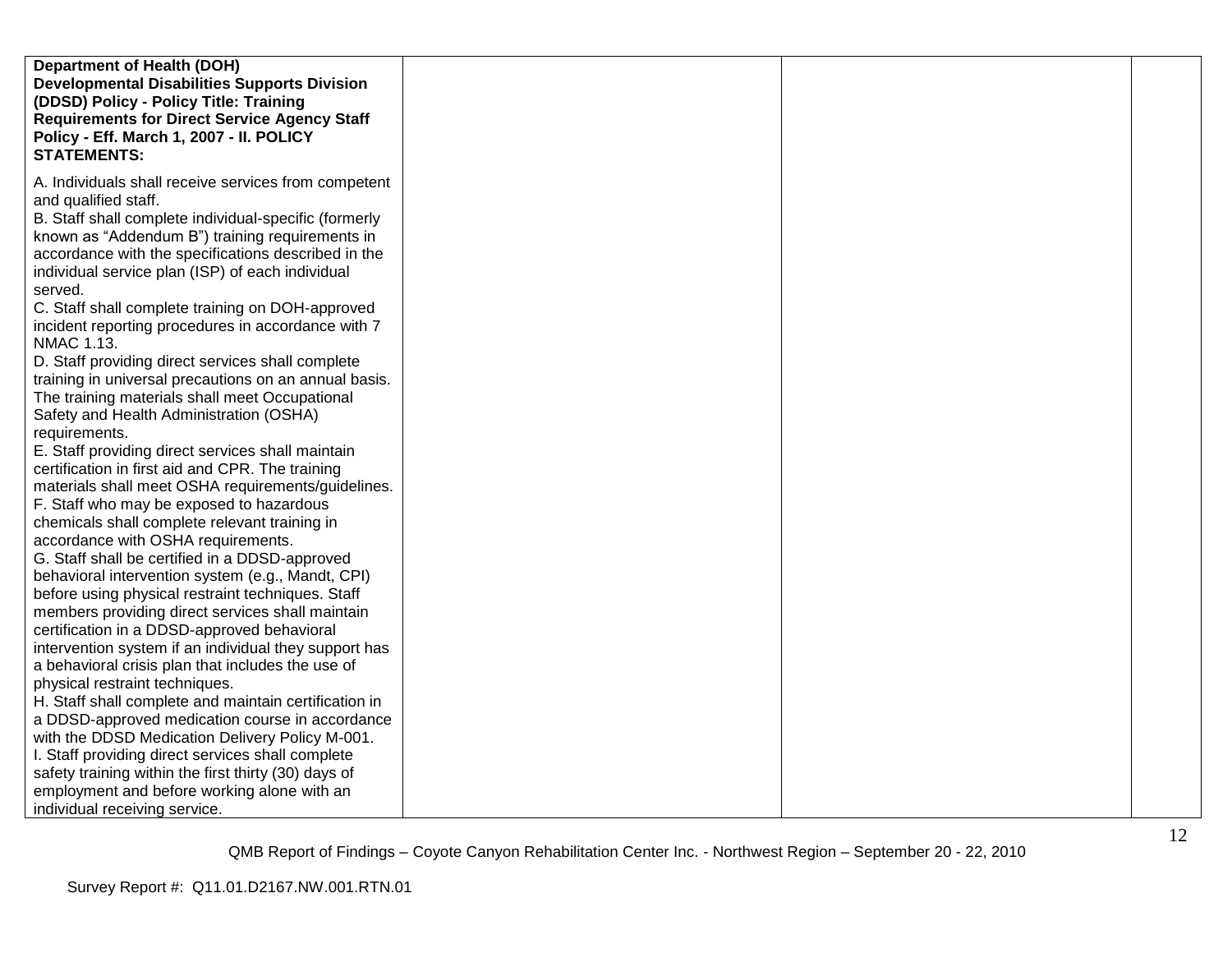| | | | |
|---|---|---|---|
| **Department of Health (DOH) Developmental Disabilities Supports Division (DDSD) Policy - Policy Title: Training Requirements for Direct Service Agency Staff Policy - Eff. March 1, 2007 - II. POLICY STATEMENTS:**<br><br>A. Individuals shall receive services from competent and qualified staff.<br>B. Staff shall complete individual-specific (formerly known as "Addendum B") training requirements in accordance with the specifications described in the individual service plan (ISP) of each individual served.<br>C. Staff shall complete training on DOH-approved incident reporting procedures in accordance with 7 NMAC 1.13.<br>D. Staff providing direct services shall complete training in universal precautions on an annual basis. The training materials shall meet Occupational Safety and Health Administration (OSHA) requirements.<br>E. Staff providing direct services shall maintain certification in first aid and CPR. The training materials shall meet OSHA requirements/guidelines.<br>F. Staff who may be exposed to hazardous chemicals shall complete relevant training in accordance with OSHA requirements.<br>G. Staff shall be certified in a DDSD-approved behavioral intervention system (e.g., Mandt, CPI) before using physical restraint techniques. Staff members providing direct services shall maintain certification in a DDSD-approved behavioral intervention system if an individual they support has a behavioral crisis plan that includes the use of physical restraint techniques.<br>H. Staff shall complete and maintain certification in a DDSD-approved medication course in accordance with the DDSD Medication Delivery Policy M-001.<br>I. Staff providing direct services shall complete safety training within the first thirty (30) days of employment and before working alone with an individual receiving service. | | | |

QMB Report of Findings – Coyote Canyon Rehabilitation Center Inc. - Northwest Region – September 20 - 22, 2010

Survey Report #: Q11.01.D2167.NW.001.RTN.01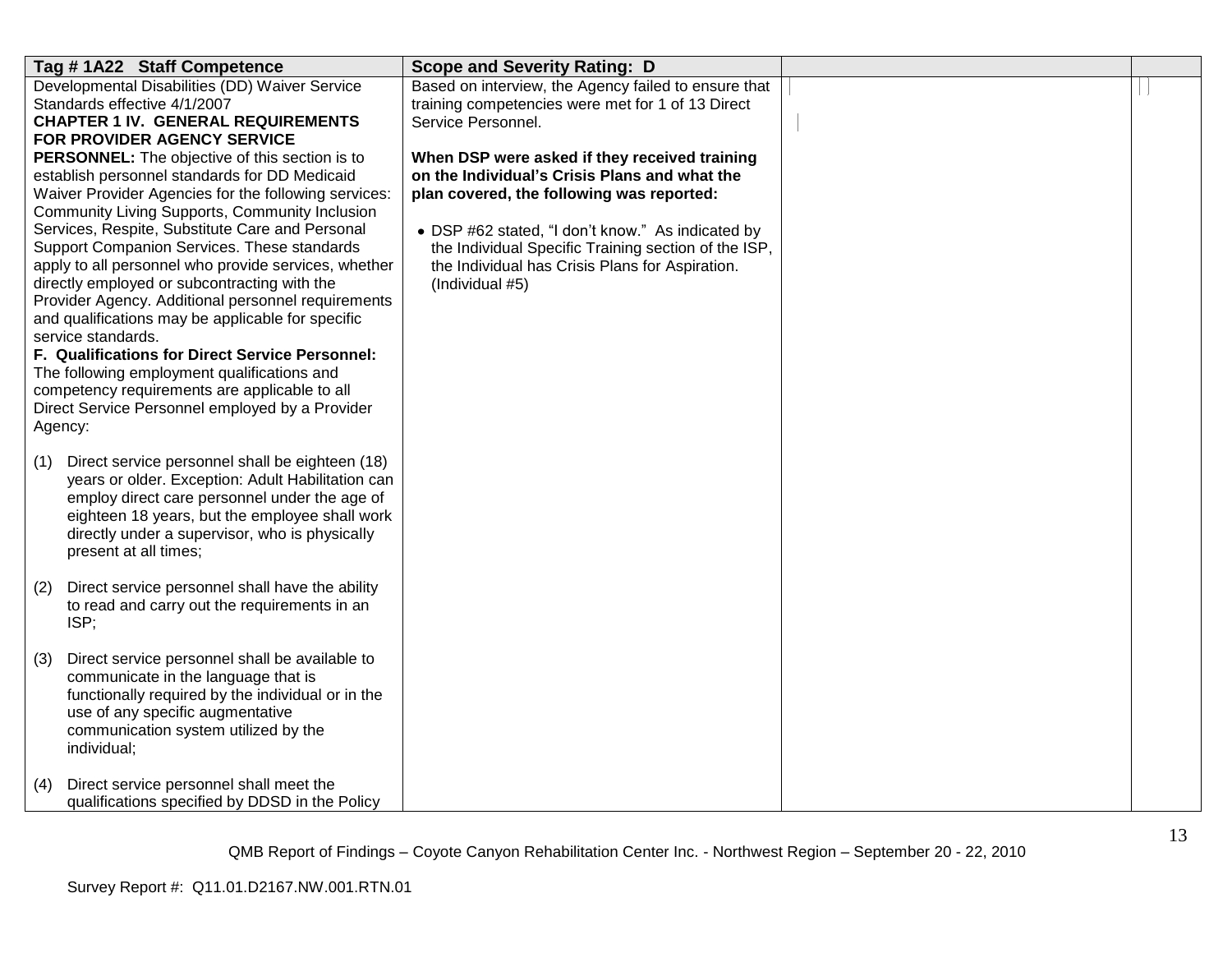| Tag # 1A22 Staff Competence | Scope and Severity Rating: D | | |
|---|---|---|---|
| Developmental Disabilities (DD) Waiver Service Standards effective 4/1/2007<br>**CHAPTER 1 IV. GENERAL REQUIREMENTS FOR PROVIDER AGENCY SERVICE PERSONNEL:** The objective of this section is to establish personnel standards for DD Medicaid Waiver Provider Agencies for the following services: Community Living Supports, Community Inclusion Services, Respite, Substitute Care and Personal Support Companion Services. These standards apply to all personnel who provide services, whether directly employed or subcontracting with the Provider Agency. Additional personnel requirements and qualifications may be applicable for specific service standards.<br>**F. Qualifications for Direct Service Personnel:** The following employment qualifications and competency requirements are applicable to all Direct Service Personnel employed by a Provider Agency:<br><br>(1) Direct service personnel shall be eighteen (18) years or older. Exception: Adult Habilitation can employ direct care personnel under the age of eighteen 18 years, but the employee shall work directly under a supervisor, who is physically present at all times;<br><br>(2) Direct service personnel shall have the ability to read and carry out the requirements in an ISP;<br><br>(3) Direct service personnel shall be available to communicate in the language that is functionally required by the individual or in the use of any specific augmentative communication system utilized by the individual;<br><br>(4) Direct service personnel shall meet the qualifications specified by DDSD in the Policy | Based on interview, the Agency failed to ensure that training competencies were met for 1 of 13 Direct Service Personnel.<br><br>**When DSP were asked if they received training on the Individual's Crisis Plans and what the plan covered, the following was reported:**<br><br>• DSP #62 stated, "I don't know." As indicated by the Individual Specific Training section of the ISP, the Individual has Crisis Plans for Aspiration. (Individual #5) | | |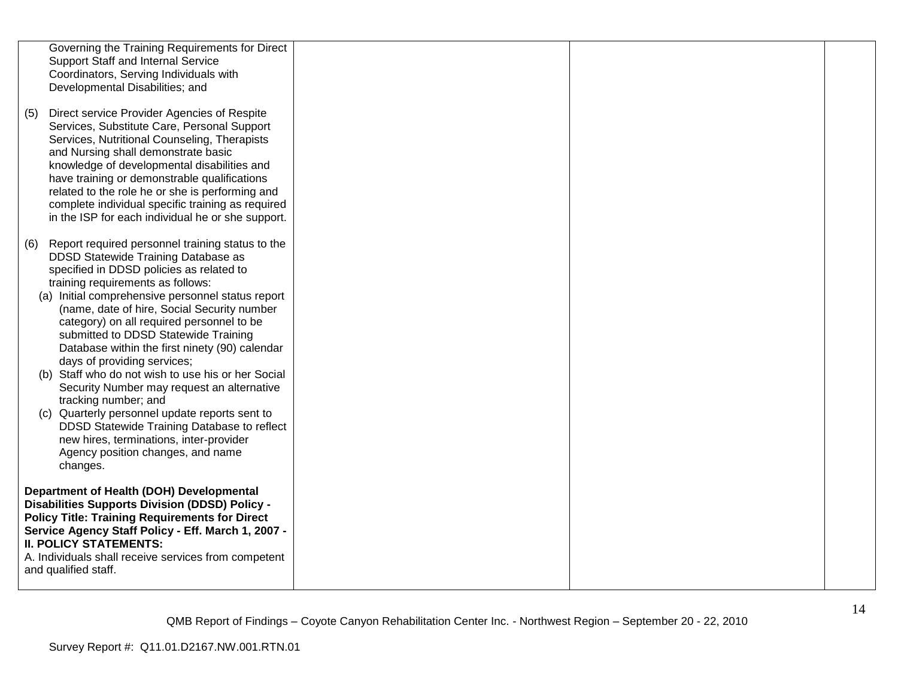| | | | |
|---|---|---|---|
| Governing the Training Requirements for Direct Support Staff and Internal Service Coordinators, Serving Individuals with Developmental Disabilities; and<br><br>(5) Direct service Provider Agencies of Respite Services, Substitute Care, Personal Support Services, Nutritional Counseling, Therapists and Nursing shall demonstrate basic knowledge of developmental disabilities and have training or demonstrable qualifications related to the role he or she is performing and complete individual specific training as required in the ISP for each individual he or she support.<br><br>(6) Report required personnel training status to the DDSD Statewide Training Database as specified in DDSD policies as related to training requirements as follows:<br>(a) Initial comprehensive personnel status report (name, date of hire, Social Security number category) on all required personnel to be submitted to DDSD Statewide Training Database within the first ninety (90) calendar days of providing services;<br>(b) Staff who do not wish to use his or her Social Security Number may request an alternative tracking number; and<br>(c) Quarterly personnel update reports sent to DDSD Statewide Training Database to reflect new hires, terminations, inter-provider Agency position changes, and name changes.<br><br>**Department of Health (DOH) Developmental Disabilities Supports Division (DDSD) Policy - Policy Title: Training Requirements for Direct Service Agency Staff Policy - Eff. March 1, 2007 - II. POLICY STATEMENTS:**<br>A. Individuals shall receive services from competent and qualified staff. | | | |

QMB Report of Findings – Coyote Canyon Rehabilitation Center Inc. - Northwest Region – September 20 - 22, 2010

Survey Report #: Q11.01.D2167.NW.001.RTN.01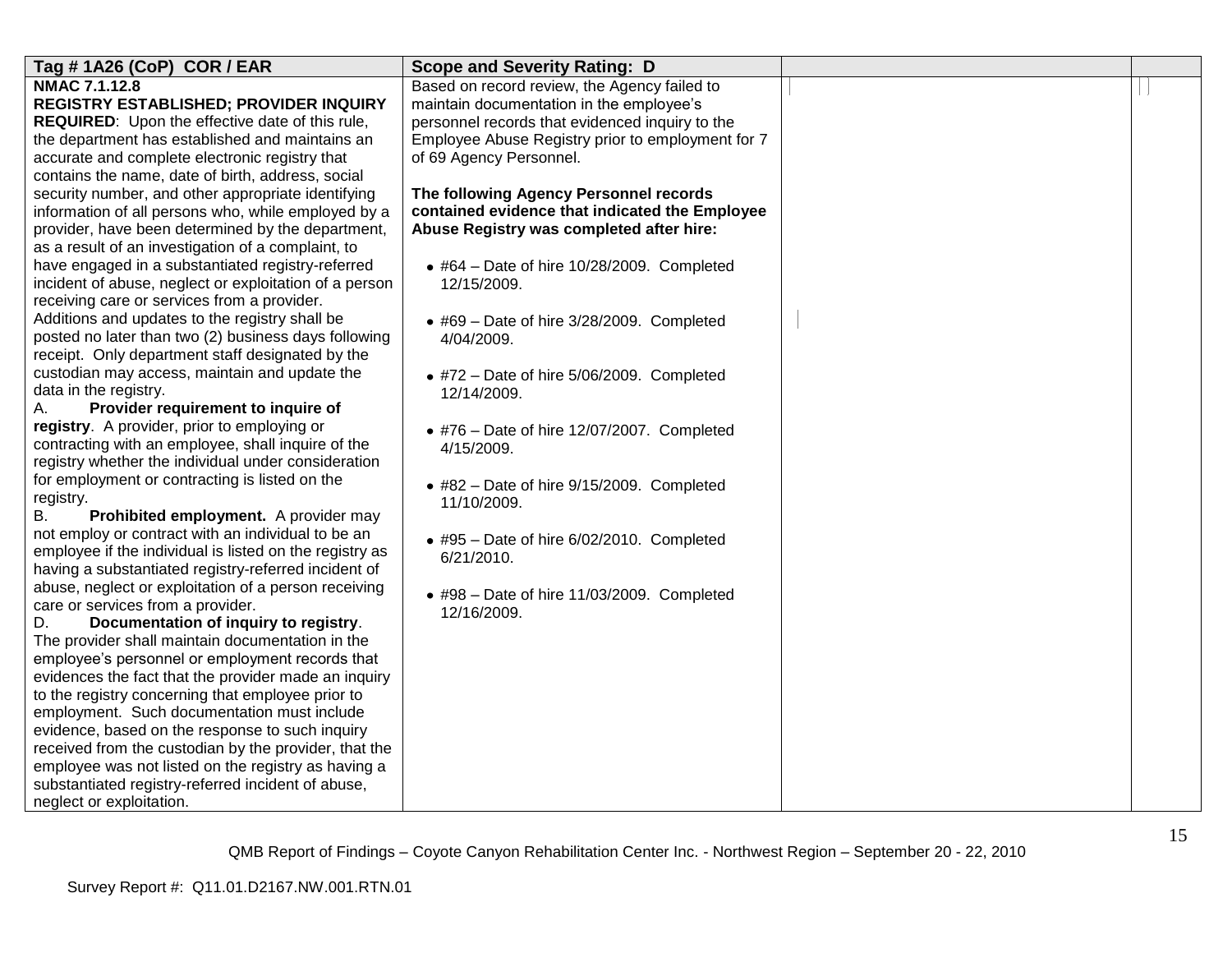| Tag # 1A26 (CoP) COR / EAR | Scope and Severity Rating: D | | |
|---|---|---|---|
| **NMAC 7.1.12.8**<br>**REGISTRY ESTABLISHED; PROVIDER INQUIRY REQUIRED**: Upon the effective date of this rule, the department has established and maintains an accurate and complete electronic registry that contains the name, date of birth, address, social security number, and other appropriate identifying information of all persons who, while employed by a provider, have been determined by the department, as a result of an investigation of a complaint, to have engaged in a substantiated registry-referred incident of abuse, neglect or exploitation of a person receiving care or services from a provider. Additions and updates to the registry shall be posted no later than two (2) business days following receipt. Only department staff designated by the custodian may access, maintain and update the data in the registry.<br>A. **Provider requirement to inquire of registry**. A provider, prior to employing or contracting with an employee, shall inquire of the registry whether the individual under consideration for employment or contracting is listed on the registry.<br>B. **Prohibited employment.** A provider may not employ or contract with an individual to be an employee if the individual is listed on the registry as having a substantiated registry-referred incident of abuse, neglect or exploitation of a person receiving care or services from a provider.<br>D. **Documentation of inquiry to registry**. The provider shall maintain documentation in the employee's personnel or employment records that evidences the fact that the provider made an inquiry to the registry concerning that employee prior to employment. Such documentation must include evidence, based on the response to such inquiry received from the custodian by the provider, that the employee was not listed on the registry as having a substantiated registry-referred incident of abuse, neglect or exploitation. | Based on record review, the Agency failed to maintain documentation in the employee's personnel records that evidenced inquiry to the Employee Abuse Registry prior to employment for 7 of 69 Agency Personnel.<br><br>**The following Agency Personnel records contained evidence that indicated the Employee Abuse Registry was completed after hire:**<br><br>• #64 – Date of hire 10/28/2009. Completed 12/15/2009.<br><br>• #69 – Date of hire 3/28/2009. Completed 4/04/2009.<br><br>• #72 – Date of hire 5/06/2009. Completed 12/14/2009.<br><br>• #76 – Date of hire 12/07/2007. Completed 4/15/2009.<br><br>• #82 – Date of hire 9/15/2009. Completed 11/10/2009.<br><br>• #95 – Date of hire 6/02/2010. Completed 6/21/2010.<br><br>• #98 – Date of hire 11/03/2009. Completed 12/16/2009. | | |

QMB Report of Findings – Coyote Canyon Rehabilitation Center Inc. - Northwest Region – September 20 - 22, 2010

Survey Report #: Q11.01.D2167.NW.001.RTN.01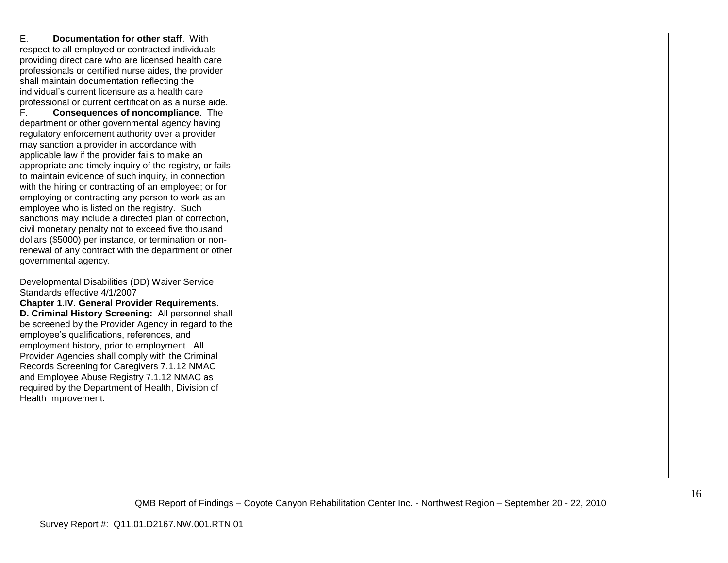| | | | |
|---|---|---|---|
| E. **Documentation for other staff**. With respect to all employed or contracted individuals providing direct care who are licensed health care professionals or certified nurse aides, the provider shall maintain documentation reflecting the individual's current licensure as a health care professional or current certification as a nurse aide.<br>F. **Consequences of noncompliance**. The department or other governmental agency having regulatory enforcement authority over a provider may sanction a provider in accordance with applicable law if the provider fails to make an appropriate and timely inquiry of the registry, or fails to maintain evidence of such inquiry, in connection with the hiring or contracting of an employee; or for employing or contracting any person to work as an employee who is listed on the registry. Such sanctions may include a directed plan of correction, civil monetary penalty not to exceed five thousand dollars ($5000) per instance, or termination or non-renewal of any contract with the department or other governmental agency.<br><br>Developmental Disabilities (DD) Waiver Service Standards effective 4/1/2007<br>**Chapter 1.IV. General Provider Requirements.**<br>**D. Criminal History Screening:** All personnel shall be screened by the Provider Agency in regard to the employee's qualifications, references, and employment history, prior to employment. All Provider Agencies shall comply with the Criminal Records Screening for Caregivers 7.1.12 NMAC and Employee Abuse Registry 7.1.12 NMAC as required by the Department of Health, Division of Health Improvement. | | | |

QMB Report of Findings – Coyote Canyon Rehabilitation Center Inc. - Northwest Region – September 20 - 22, 2010

Survey Report #: Q11.01.D2167.NW.001.RTN.01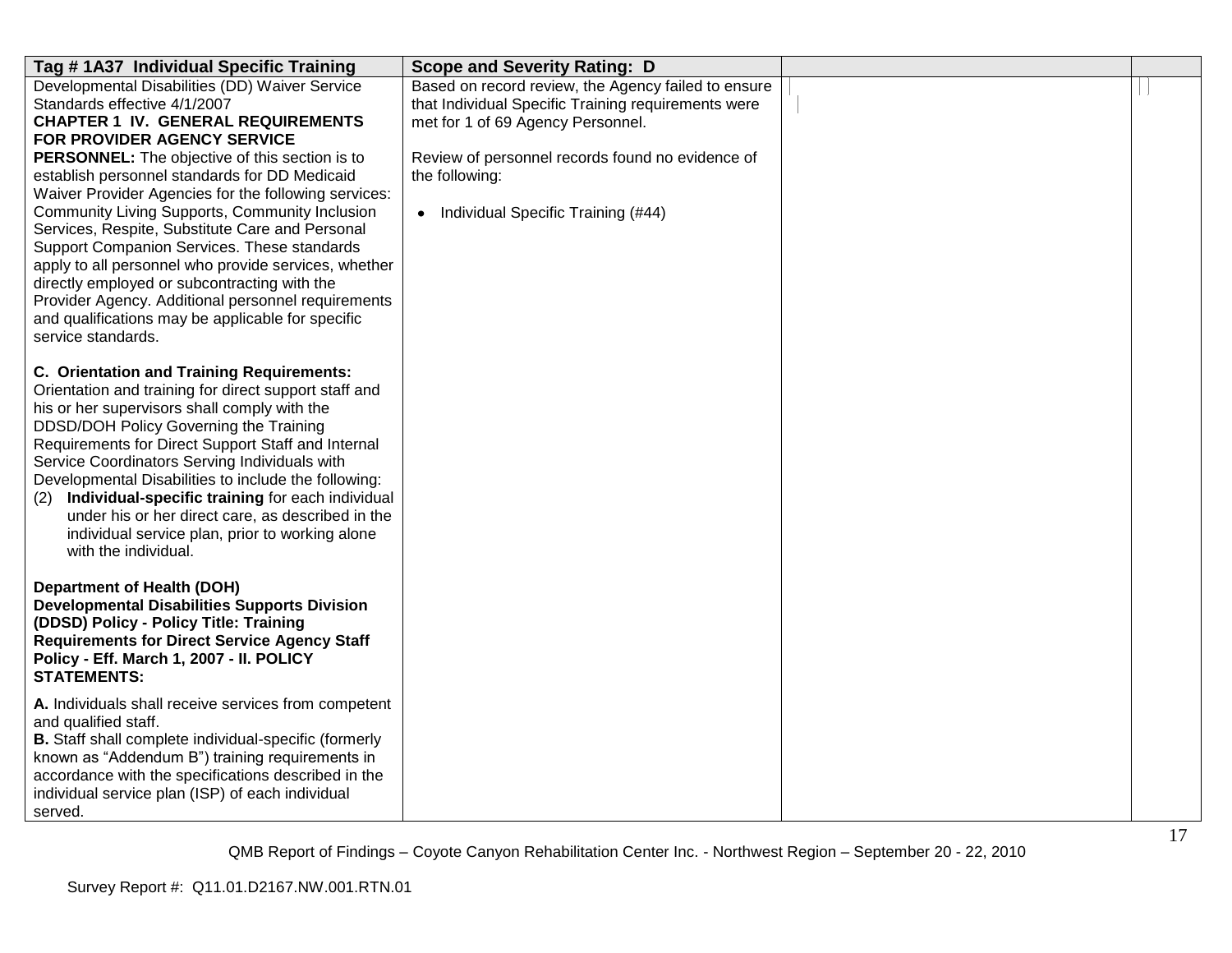| Tag # 1A37 Individual Specific Training | Scope and Severity Rating: D | | |
|---|---|---|---|
| Developmental Disabilities (DD) Waiver Service Standards effective 4/1/2007<br>**CHAPTER 1 IV. GENERAL REQUIREMENTS FOR PROVIDER AGENCY SERVICE PERSONNEL:** The objective of this section is to establish personnel standards for DD Medicaid Waiver Provider Agencies for the following services: Community Living Supports, Community Inclusion Services, Respite, Substitute Care and Personal Support Companion Services. These standards apply to all personnel who provide services, whether directly employed or subcontracting with the Provider Agency. Additional personnel requirements and qualifications may be applicable for specific service standards.<br><br>**C. Orientation and Training Requirements:** Orientation and training for direct support staff and his or her supervisors shall comply with the DDSD/DOH Policy Governing the Training Requirements for Direct Support Staff and Internal Service Coordinators Serving Individuals with Developmental Disabilities to include the following:<br>(2) **Individual-specific training** for each individual under his or her direct care, as described in the individual service plan, prior to working alone with the individual.<br><br>**Department of Health (DOH) Developmental Disabilities Supports Division (DDSD) Policy - Policy Title: Training Requirements for Direct Service Agency Staff Policy - Eff. March 1, 2007 - II. POLICY STATEMENTS:**<br><br>**A.** Individuals shall receive services from competent and qualified staff.<br>**B.** Staff shall complete individual-specific (formerly known as "Addendum B") training requirements in accordance with the specifications described in the individual service plan (ISP) of each individual served. | Based on record review, the Agency failed to ensure that Individual Specific Training requirements were met for 1 of 69 Agency Personnel.<br><br>Review of personnel records found no evidence of the following:<br><br>• Individual Specific Training (#44) | | |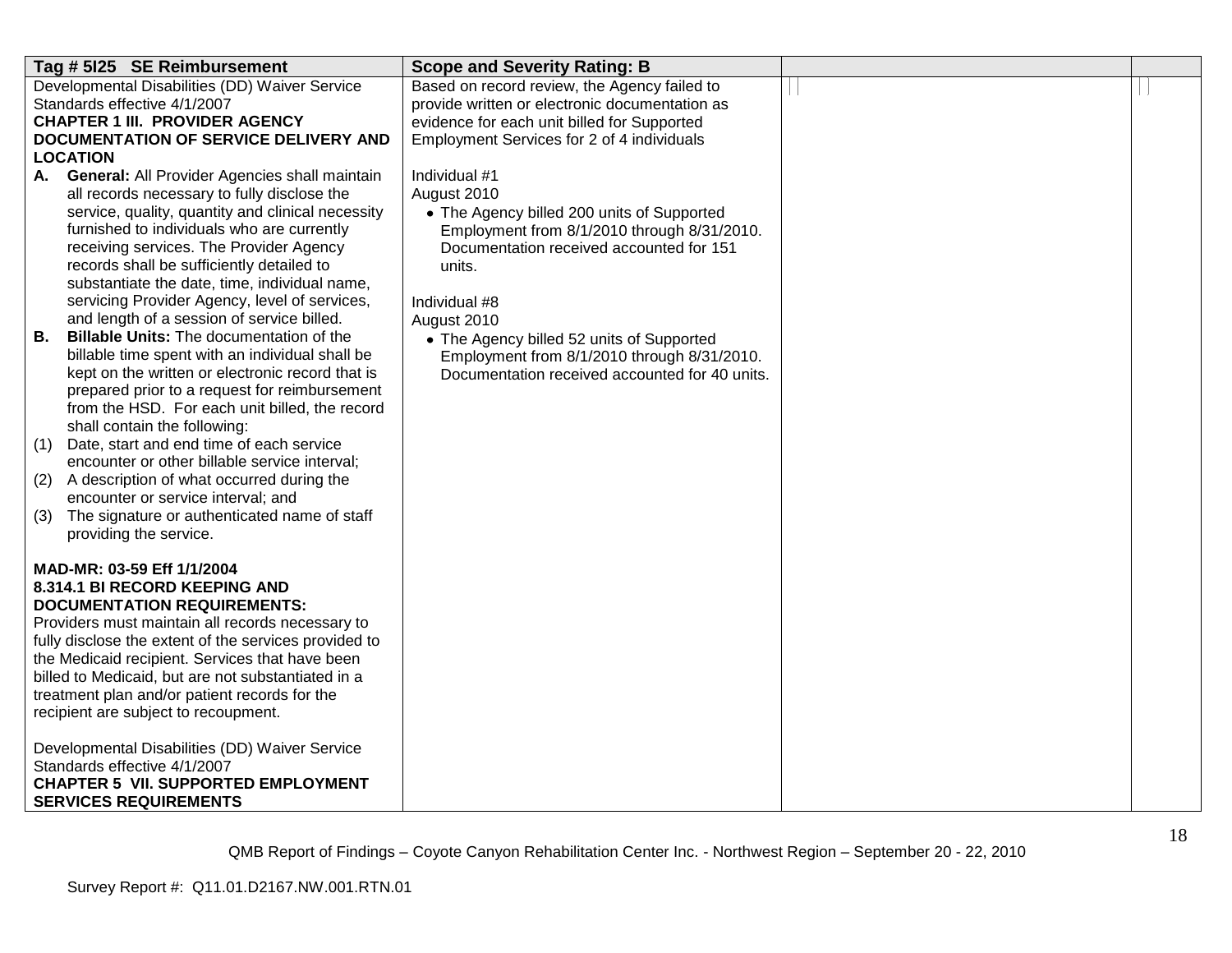| Tag # 5I25 SE Reimbursement | Scope and Severity Rating: B | | |
|---|---|---|---|
| Developmental Disabilities (DD) Waiver Service Standards effective 4/1/2007<br>**CHAPTER 1 III. PROVIDER AGENCY DOCUMENTATION OF SERVICE DELIVERY AND LOCATION**<br>**A. General:** All Provider Agencies shall maintain all records necessary to fully disclose the service, quality, quantity and clinical necessity furnished to individuals who are currently receiving services. The Provider Agency records shall be sufficiently detailed to substantiate the date, time, individual name, servicing Provider Agency, level of services, and length of a session of service billed.<br>**B. Billable Units:** The documentation of the billable time spent with an individual shall be kept on the written or electronic record that is prepared prior to a request for reimbursement from the HSD. For each unit billed, the record shall contain the following:<br>(1) Date, start and end time of each service encounter or other billable service interval;<br>(2) A description of what occurred during the encounter or service interval; and<br>(3) The signature or authenticated name of staff providing the service.<br><br>**MAD-MR: 03-59 Eff 1/1/2004**<br>**8.314.1 BI RECORD KEEPING AND DOCUMENTATION REQUIREMENTS:**<br>Providers must maintain all records necessary to fully disclose the extent of the services provided to the Medicaid recipient. Services that have been billed to Medicaid, but are not substantiated in a treatment plan and/or patient records for the recipient are subject to recoupment.<br><br>Developmental Disabilities (DD) Waiver Service Standards effective 4/1/2007<br>**CHAPTER 5 VII. SUPPORTED EMPLOYMENT SERVICES REQUIREMENTS** | Based on record review, the Agency failed to provide written or electronic documentation as evidence for each unit billed for Supported Employment Services for 2 of 4 individuals<br><br>Individual #1<br>August 2010<br>• The Agency billed 200 units of Supported Employment from 8/1/2010 through 8/31/2010. Documentation received accounted for 151 units.<br><br>Individual #8<br>August 2010<br>• The Agency billed 52 units of Supported Employment from 8/1/2010 through 8/31/2010. Documentation received accounted for 40 units. | | |

QMB Report of Findings – Coyote Canyon Rehabilitation Center Inc. - Northwest Region – September 20 - 22, 2010

Survey Report #: Q11.01.D2167.NW.001.RTN.01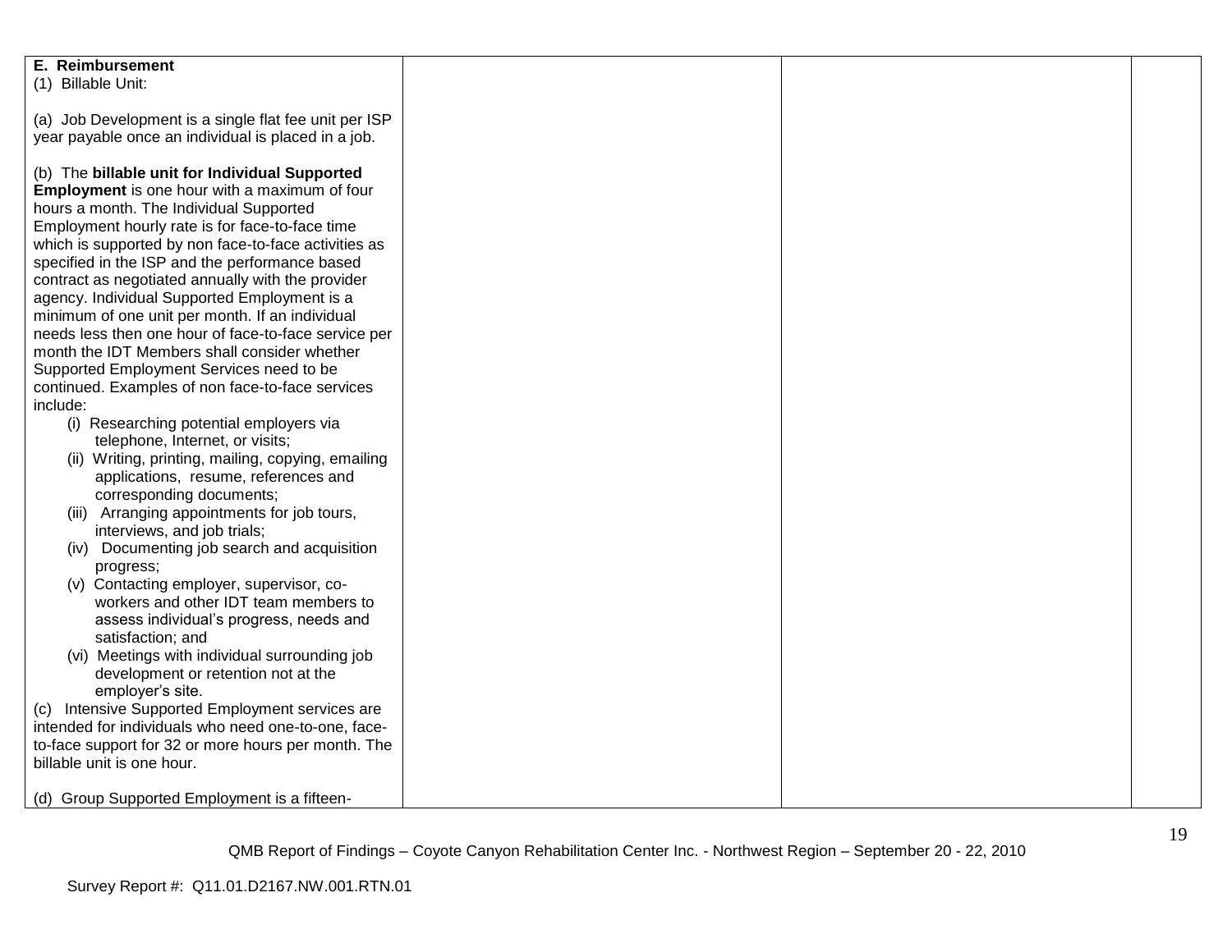| | | | |
|---|---|---|---|
| **E. Reimbursement**<br>(1) Billable Unit:<br><br>(a) Job Development is a single flat fee unit per ISP year payable once an individual is placed in a job.<br><br>(b) The **billable unit for Individual Supported Employment** is one hour with a maximum of four hours a month. The Individual Supported Employment hourly rate is for face-to-face time which is supported by non face-to-face activities as specified in the ISP and the performance based contract as negotiated annually with the provider agency. Individual Supported Employment is a minimum of one unit per month. If an individual needs less then one hour of face-to-face service per month the IDT Members shall consider whether Supported Employment Services need to be continued. Examples of non face-to-face services include:<br>(i) Researching potential employers via telephone, Internet, or visits;<br>(ii) Writing, printing, mailing, copying, emailing applications, resume, references and corresponding documents;<br>(iii) Arranging appointments for job tours, interviews, and job trials;<br>(iv) Documenting job search and acquisition progress;<br>(v) Contacting employer, supervisor, co-workers and other IDT team members to assess individual's progress, needs and satisfaction; and<br>(vi) Meetings with individual surrounding job development or retention not at the employer's site.<br>(c) Intensive Supported Employment services are intended for individuals who need one-to-one, face-to-face support for 32 or more hours per month. The billable unit is one hour.<br><br>(d) Group Supported Employment is a fifteen- | | | |

QMB Report of Findings – Coyote Canyon Rehabilitation Center Inc. - Northwest Region – September 20 - 22, 2010

Survey Report #: Q11.01.D2167.NW.001.RTN.01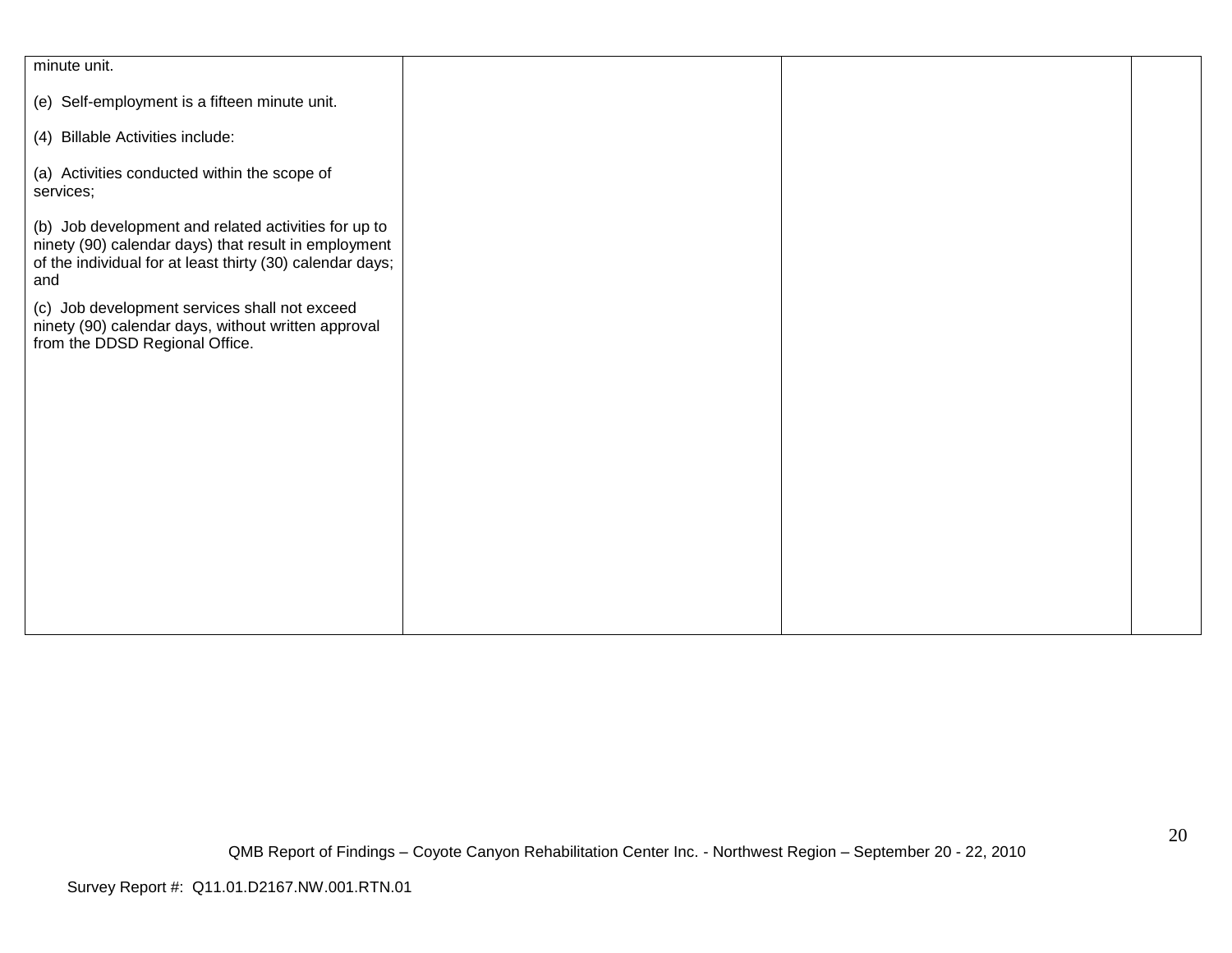| | | | |
|---|---|---|---|
| minute unit.<br><br>(e) Self-employment is a fifteen minute unit.<br><br>(4) Billable Activities include:<br><br>(a) Activities conducted within the scope of services;<br><br>(b) Job development and related activities for up to ninety (90) calendar days) that result in employment of the individual for at least thirty (30) calendar days; and<br><br>(c) Job development services shall not exceed ninety (90) calendar days, without written approval from the DDSD Regional Office. | | | |

QMB Report of Findings – Coyote Canyon Rehabilitation Center Inc. - Northwest Region – September 20 - 22, 2010

Survey Report #: Q11.01.D2167.NW.001.RTN.01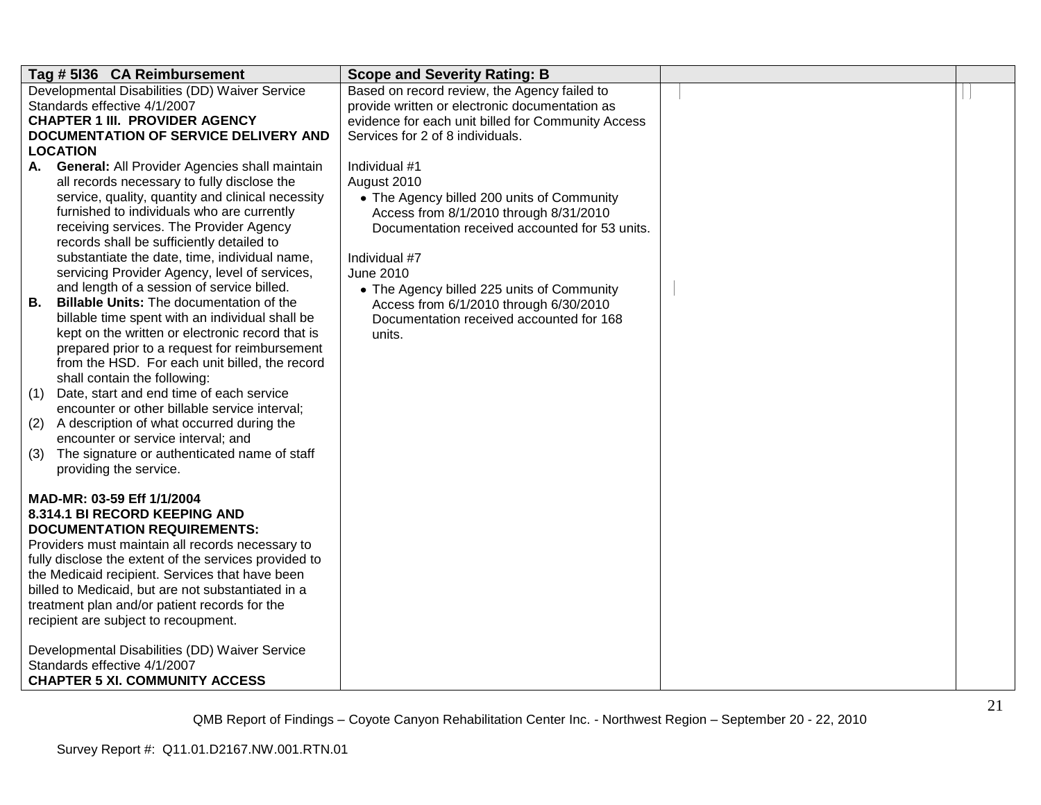| Tag # 5I36 CA Reimbursement | Scope and Severity Rating: B | | |
|---|---|---|---|
| Developmental Disabilities (DD) Waiver Service Standards effective 4/1/2007<br>**CHAPTER 1 III. PROVIDER AGENCY DOCUMENTATION OF SERVICE DELIVERY AND LOCATION**<br>**A. General:** All Provider Agencies shall maintain all records necessary to fully disclose the service, quality, quantity and clinical necessity furnished to individuals who are currently receiving services. The Provider Agency records shall be sufficiently detailed to substantiate the date, time, individual name, servicing Provider Agency, level of services, and length of a session of service billed.<br>**B. Billable Units:** The documentation of the billable time spent with an individual shall be kept on the written or electronic record that is prepared prior to a request for reimbursement from the HSD. For each unit billed, the record shall contain the following:<br>(1) Date, start and end time of each service encounter or other billable service interval;<br>(2) A description of what occurred during the encounter or service interval; and<br>(3) The signature or authenticated name of staff providing the service.<br><br>**MAD-MR: 03-59 Eff 1/1/2004**<br>**8.314.1 BI RECORD KEEPING AND DOCUMENTATION REQUIREMENTS:**<br>Providers must maintain all records necessary to fully disclose the extent of the services provided to the Medicaid recipient. Services that have been billed to Medicaid, but are not substantiated in a treatment plan and/or patient records for the recipient are subject to recoupment.<br><br>Developmental Disabilities (DD) Waiver Service Standards effective 4/1/2007<br>**CHAPTER 5 XI. COMMUNITY ACCESS** | Based on record review, the Agency failed to provide written or electronic documentation as evidence for each unit billed for Community Access Services for 2 of 8 individuals.<br><br>Individual #1<br>August 2010<br>• The Agency billed 200 units of Community Access from 8/1/2010 through 8/31/2010 Documentation received accounted for 53 units.<br><br>Individual #7<br>June 2010<br>• The Agency billed 225 units of Community Access from 6/1/2010 through 6/30/2010 Documentation received accounted for 168 units. | | |

QMB Report of Findings – Coyote Canyon Rehabilitation Center Inc. - Northwest Region – September 20 - 22, 2010

Survey Report #: Q11.01.D2167.NW.001.RTN.01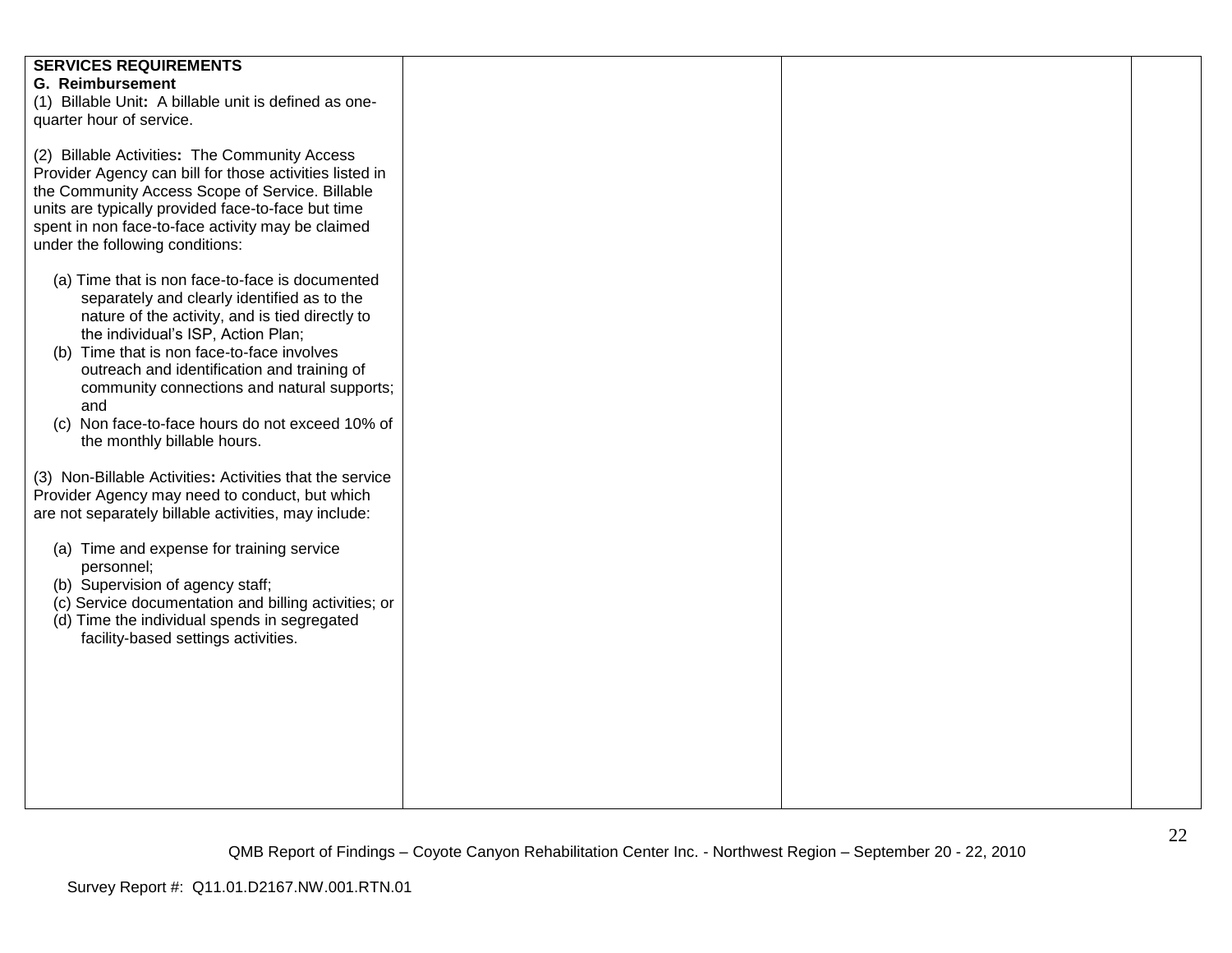| SERVICES REQUIREMENTS | | | |
|---|---|---|---|
| **G. Reimbursement**<br>(1) Billable Unit**:** A billable unit is defined as one-quarter hour of service.<br><br>(2) Billable Activities**:** The Community Access Provider Agency can bill for those activities listed in the Community Access Scope of Service. Billable units are typically provided face-to-face but time spent in non face-to-face activity may be claimed under the following conditions:<br><br>(a) Time that is non face-to-face is documented separately and clearly identified as to the nature of the activity, and is tied directly to the individual's ISP, Action Plan;<br>(b) Time that is non face-to-face involves outreach and identification and training of community connections and natural supports; and<br>(c) Non face-to-face hours do not exceed 10% of the monthly billable hours.<br><br>(3) Non-Billable Activities**:** Activities that the service Provider Agency may need to conduct, but which are not separately billable activities, may include:<br><br>(a) Time and expense for training service personnel;<br>(b) Supervision of agency staff;<br>(c) Service documentation and billing activities; or<br>(d) Time the individual spends in segregated facility-based settings activities. | | | |

QMB Report of Findings – Coyote Canyon Rehabilitation Center Inc. - Northwest Region – September 20 - 22, 2010

Survey Report #: Q11.01.D2167.NW.001.RTN.01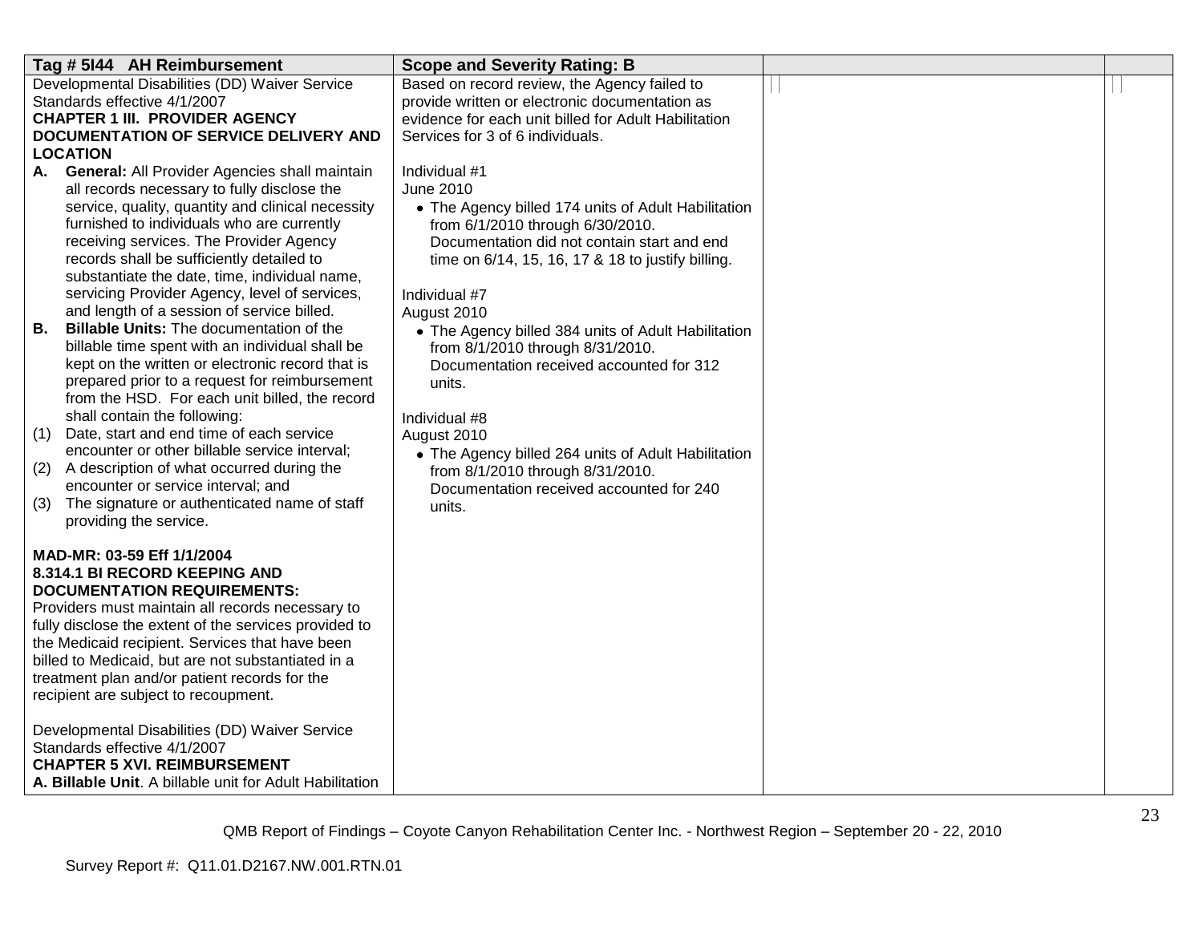| Tag # 5I44 AH Reimbursement | Scope and Severity Rating: B | | |
|---|---|---|---|
| Developmental Disabilities (DD) Waiver Service Standards effective 4/1/2007<br>**CHAPTER 1 III. PROVIDER AGENCY DOCUMENTATION OF SERVICE DELIVERY AND LOCATION**<br>**A. General:** All Provider Agencies shall maintain all records necessary to fully disclose the service, quality, quantity and clinical necessity furnished to individuals who are currently receiving services. The Provider Agency records shall be sufficiently detailed to substantiate the date, time, individual name, servicing Provider Agency, level of services, and length of a session of service billed.<br>**B. Billable Units:** The documentation of the billable time spent with an individual shall be kept on the written or electronic record that is prepared prior to a request for reimbursement from the HSD. For each unit billed, the record shall contain the following:<br>(1) Date, start and end time of each service encounter or other billable service interval;<br>(2) A description of what occurred during the encounter or service interval; and<br>(3) The signature or authenticated name of staff providing the service.<br><br>**MAD-MR: 03-59 Eff 1/1/2004**<br>**8.314.1 BI RECORD KEEPING AND DOCUMENTATION REQUIREMENTS:**<br>Providers must maintain all records necessary to fully disclose the extent of the services provided to the Medicaid recipient. Services that have been billed to Medicaid, but are not substantiated in a treatment plan and/or patient records for the recipient are subject to recoupment.<br><br>Developmental Disabilities (DD) Waiver Service Standards effective 4/1/2007<br>**CHAPTER 5 XVI. REIMBURSEMENT**<br>**A. Billable Unit**. A billable unit for Adult Habilitation | Based on record review, the Agency failed to provide written or electronic documentation as evidence for each unit billed for Adult Habilitation Services for 3 of 6 individuals.<br><br>Individual #1<br>June 2010<br>• The Agency billed 174 units of Adult Habilitation from 6/1/2010 through 6/30/2010. Documentation did not contain start and end time on 6/14, 15, 16, 17 & 18 to justify billing.<br><br>Individual #7<br>August 2010<br>• The Agency billed 384 units of Adult Habilitation from 8/1/2010 through 8/31/2010. Documentation received accounted for 312 units.<br><br>Individual #8<br>August 2010<br>• The Agency billed 264 units of Adult Habilitation from 8/1/2010 through 8/31/2010. Documentation received accounted for 240 units. | | |

QMB Report of Findings – Coyote Canyon Rehabilitation Center Inc. - Northwest Region – September 20 - 22, 2010

Survey Report #: Q11.01.D2167.NW.001.RTN.01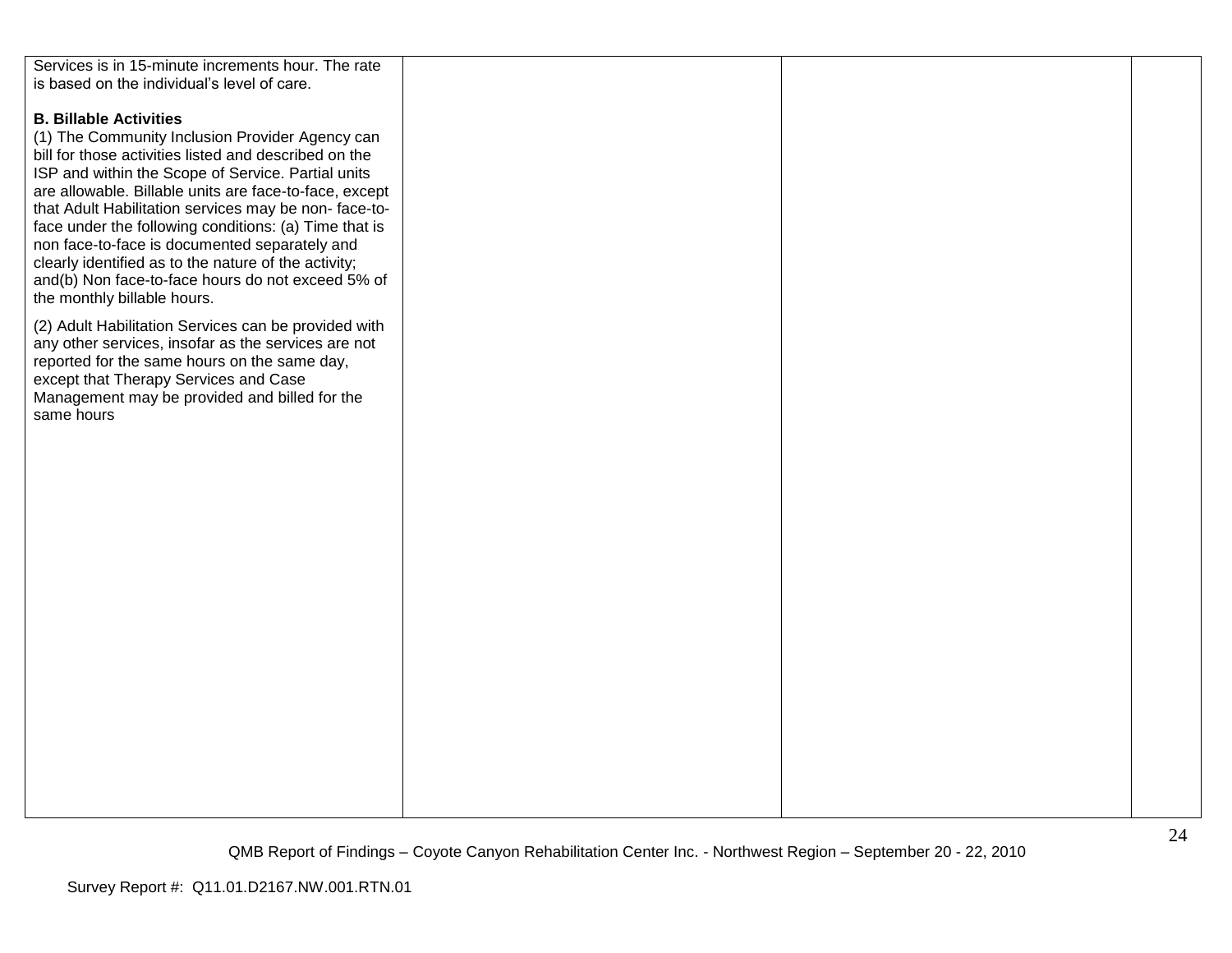| | | | |
|---|---|---|---|
| Services is in 15-minute increments hour. The rate is based on the individual's level of care.<br><br>**B. Billable Activities**<br>(1) The Community Inclusion Provider Agency can bill for those activities listed and described on the ISP and within the Scope of Service. Partial units are allowable. Billable units are face-to-face, except that Adult Habilitation services may be non- face-to-face under the following conditions: (a) Time that is non face-to-face is documented separately and clearly identified as to the nature of the activity; and(b) Non face-to-face hours do not exceed 5% of the monthly billable hours.<br><br>(2) Adult Habilitation Services can be provided with any other services, insofar as the services are not reported for the same hours on the same day, except that Therapy Services and Case Management may be provided and billed for the same hours | | | |

QMB Report of Findings – Coyote Canyon Rehabilitation Center Inc. - Northwest Region – September 20 - 22, 2010

Survey Report #: Q11.01.D2167.NW.001.RTN.01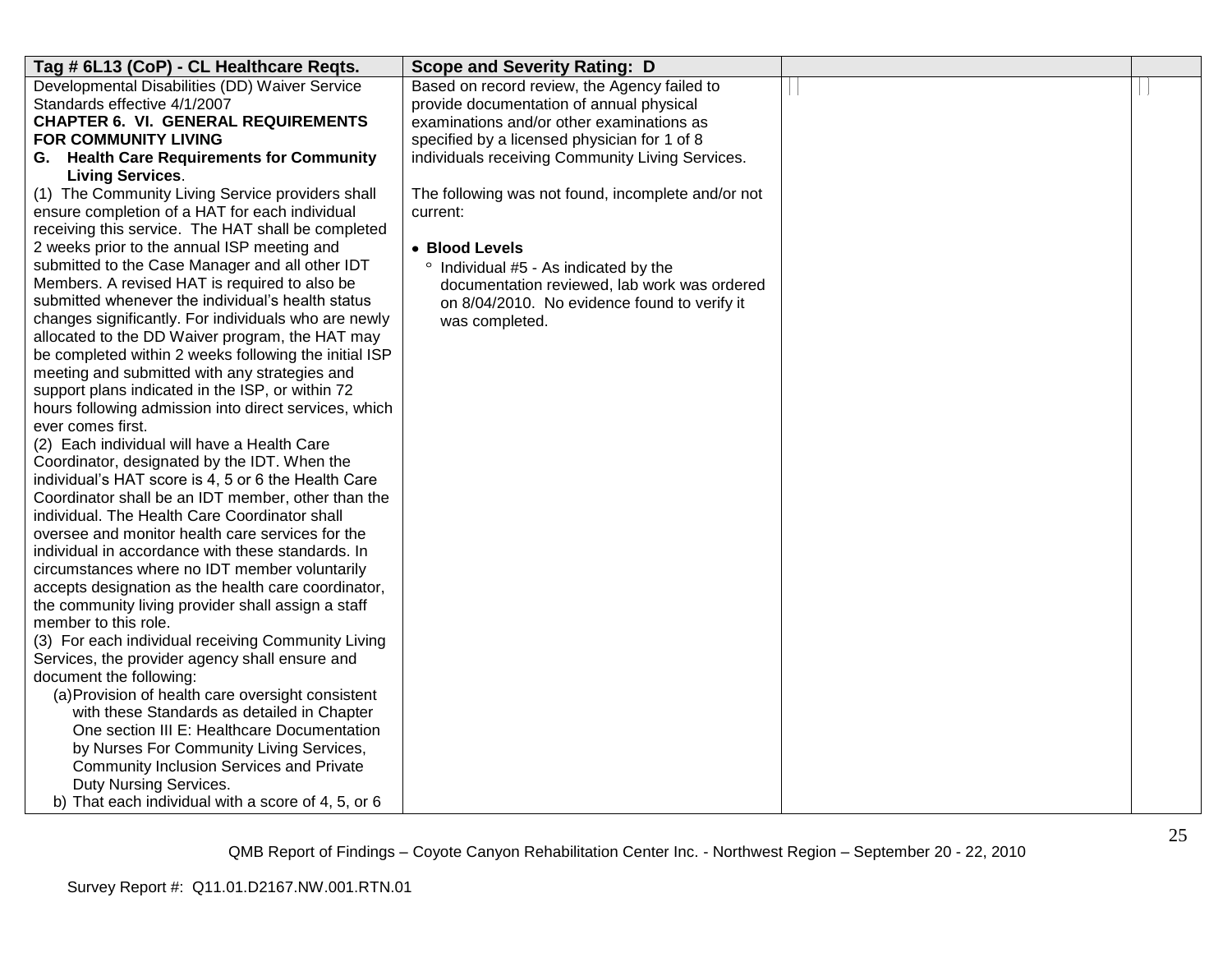| Tag # 6L13 (CoP) - CL Healthcare Reqts. | Scope and Severity Rating: D | | |
|---|---|---|---|
| Developmental Disabilities (DD) Waiver Service Standards effective 4/1/2007<br>**CHAPTER 6. VI. GENERAL REQUIREMENTS FOR COMMUNITY LIVING**<br>**G. Health Care Requirements for Community Living Services**.<br>(1) The Community Living Service providers shall ensure completion of a HAT for each individual receiving this service. The HAT shall be completed 2 weeks prior to the annual ISP meeting and submitted to the Case Manager and all other IDT Members. A revised HAT is required to also be submitted whenever the individual's health status changes significantly. For individuals who are newly allocated to the DD Waiver program, the HAT may be completed within 2 weeks following the initial ISP meeting and submitted with any strategies and support plans indicated in the ISP, or within 72 hours following admission into direct services, which ever comes first.<br>(2) Each individual will have a Health Care Coordinator, designated by the IDT. When the individual's HAT score is 4, 5 or 6 the Health Care Coordinator shall be an IDT member, other than the individual. The Health Care Coordinator shall oversee and monitor health care services for the individual in accordance with these standards. In circumstances where no IDT member voluntarily accepts designation as the health care coordinator, the community living provider shall assign a staff member to this role.<br>(3) For each individual receiving Community Living Services, the provider agency shall ensure and document the following:<br>(a) Provision of health care oversight consistent with these Standards as detailed in Chapter One section III E: Healthcare Documentation by Nurses For Community Living Services, Community Inclusion Services and Private Duty Nursing Services.<br>b) That each individual with a score of 4, 5, or 6 | Based on record review, the Agency failed to provide documentation of annual physical examinations and/or other examinations as specified by a licensed physician for 1 of 8 individuals receiving Community Living Services.<br><br>The following was not found, incomplete and/or not current:<br><br>• **Blood Levels**<br>° Individual #5 - As indicated by the documentation reviewed, lab work was ordered on 8/04/2010. No evidence found to verify it was completed. | | |

QMB Report of Findings – Coyote Canyon Rehabilitation Center Inc. - Northwest Region – September 20 - 22, 2010

Survey Report #: Q11.01.D2167.NW.001.RTN.01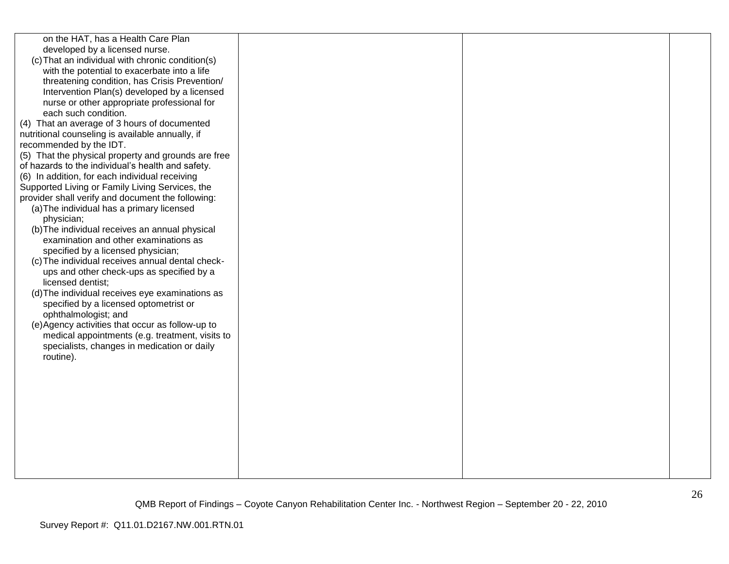| | | | |
|---|---|---|---|
| on the HAT, has a Health Care Plan developed by a licensed nurse.<br>(c) That an individual with chronic condition(s) with the potential to exacerbate into a life threatening condition, has Crisis Prevention/ Intervention Plan(s) developed by a licensed nurse or other appropriate professional for each such condition.<br>(4) That an average of 3 hours of documented nutritional counseling is available annually, if recommended by the IDT.<br>(5) That the physical property and grounds are free of hazards to the individual's health and safety.<br>(6) In addition, for each individual receiving Supported Living or Family Living Services, the provider shall verify and document the following:<br>(a) The individual has a primary licensed physician;<br>(b) The individual receives an annual physical examination and other examinations as specified by a licensed physician;<br>(c) The individual receives annual dental check-ups and other check-ups as specified by a licensed dentist;<br>(d) The individual receives eye examinations as specified by a licensed optometrist or ophthalmologist; and<br>(e) Agency activities that occur as follow-up to medical appointments (e.g. treatment, visits to specialists, changes in medication or daily routine). | | | |

QMB Report of Findings – Coyote Canyon Rehabilitation Center Inc. - Northwest Region – September 20 - 22, 2010

Survey Report #: Q11.01.D2167.NW.001.RTN.01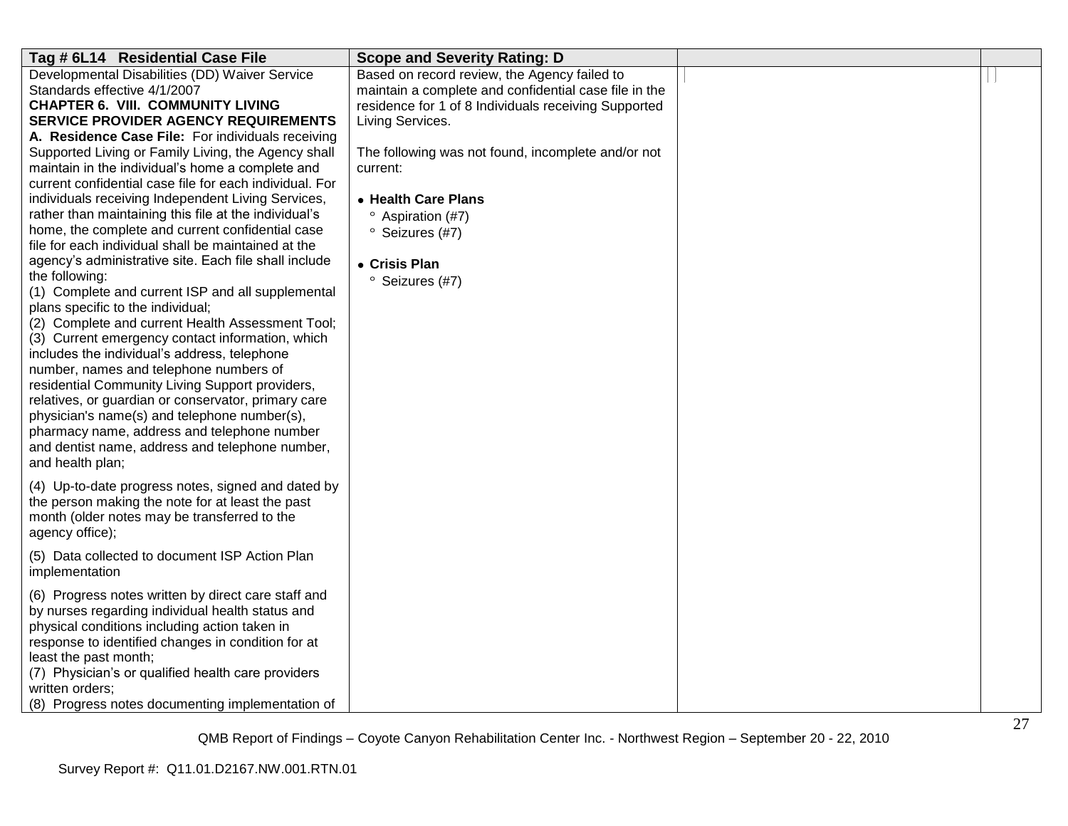| Tag # 6L14 Residential Case File | Scope and Severity Rating: D | | |
|---|---|---|---|
| Developmental Disabilities (DD) Waiver Service Standards effective 4/1/2007<br>**CHAPTER 6. VIII. COMMUNITY LIVING SERVICE PROVIDER AGENCY REQUIREMENTS**<br>**A. Residence Case File:** For individuals receiving Supported Living or Family Living, the Agency shall maintain in the individual's home a complete and current confidential case file for each individual. For individuals receiving Independent Living Services, rather than maintaining this file at the individual's home, the complete and current confidential case file for each individual shall be maintained at the agency's administrative site. Each file shall include the following:<br>(1) Complete and current ISP and all supplemental plans specific to the individual;<br>(2) Complete and current Health Assessment Tool;<br>(3) Current emergency contact information, which includes the individual's address, telephone number, names and telephone numbers of residential Community Living Support providers, relatives, or guardian or conservator, primary care physician's name(s) and telephone number(s), pharmacy name, address and telephone number and dentist name, address and telephone number, and health plan;<br><br>(4) Up-to-date progress notes, signed and dated by the person making the note for at least the past month (older notes may be transferred to the agency office);<br><br>(5) Data collected to document ISP Action Plan implementation<br><br>(6) Progress notes written by direct care staff and by nurses regarding individual health status and physical conditions including action taken in response to identified changes in condition for at least the past month;<br>(7) Physician's or qualified health care providers written orders;<br>(8) Progress notes documenting implementation of | Based on record review, the Agency failed to maintain a complete and confidential case file in the residence for 1 of 8 Individuals receiving Supported Living Services.<br><br>The following was not found, incomplete and/or not current:<br><br>• **Health Care Plans**<br>° Aspiration (#7)<br>° Seizures (#7)<br><br>• **Crisis Plan**<br>° Seizures (#7) | | |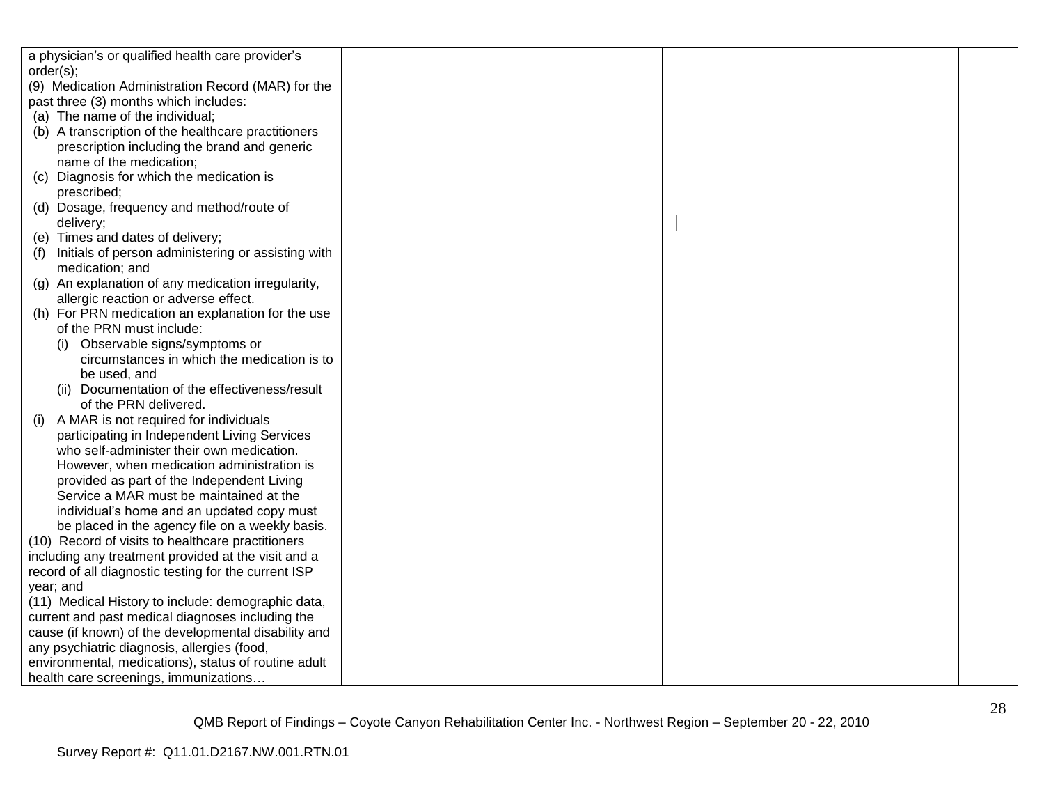| | | | |
|---|---|---|---|
| a physician's or qualified health care provider's order(s);<br>(9) Medication Administration Record (MAR) for the past three (3) months which includes:<br>(a) The name of the individual;<br>(b) A transcription of the healthcare practitioners prescription including the brand and generic name of the medication;<br>(c) Diagnosis for which the medication is prescribed;<br>(d) Dosage, frequency and method/route of delivery;<br>(e) Times and dates of delivery;<br>(f) Initials of person administering or assisting with medication; and<br>(g) An explanation of any medication irregularity, allergic reaction or adverse effect.<br>(h) For PRN medication an explanation for the use of the PRN must include:<br>(i) Observable signs/symptoms or circumstances in which the medication is to be used, and<br>(ii) Documentation of the effectiveness/result of the PRN delivered.<br>(i) A MAR is not required for individuals participating in Independent Living Services who self-administer their own medication. However, when medication administration is provided as part of the Independent Living Service a MAR must be maintained at the individual's home and an updated copy must be placed in the agency file on a weekly basis.<br>(10) Record of visits to healthcare practitioners including any treatment provided at the visit and a record of all diagnostic testing for the current ISP year; and<br>(11) Medical History to include: demographic data, current and past medical diagnoses including the cause (if known) of the developmental disability and any psychiatric diagnosis, allergies (food, environmental, medications), status of routine adult health care screenings, immunizations… | | | |

QMB Report of Findings – Coyote Canyon Rehabilitation Center Inc. - Northwest Region – September 20 - 22, 2010

Survey Report #: Q11.01.D2167.NW.001.RTN.01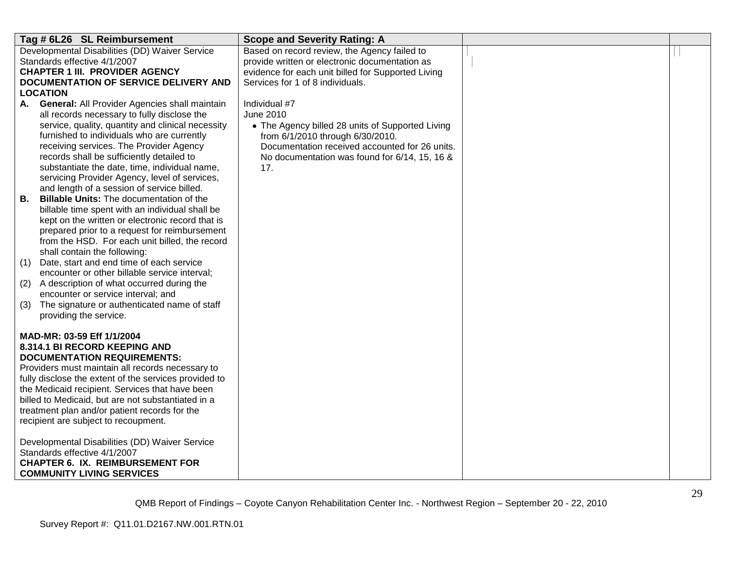| Tag # 6L26 SL Reimbursement | Scope and Severity Rating: A | | |
|---|---|---|---|
| Developmental Disabilities (DD) Waiver Service Standards effective 4/1/2007<br>**CHAPTER 1 III. PROVIDER AGENCY DOCUMENTATION OF SERVICE DELIVERY AND LOCATION**<br>**A. General:** All Provider Agencies shall maintain all records necessary to fully disclose the service, quality, quantity and clinical necessity furnished to individuals who are currently receiving services. The Provider Agency records shall be sufficiently detailed to substantiate the date, time, individual name, servicing Provider Agency, level of services, and length of a session of service billed.<br>**B. Billable Units:** The documentation of the billable time spent with an individual shall be kept on the written or electronic record that is prepared prior to a request for reimbursement from the HSD. For each unit billed, the record shall contain the following:<br>(1) Date, start and end time of each service encounter or other billable service interval;<br>(2) A description of what occurred during the encounter or service interval; and<br>(3) The signature or authenticated name of staff providing the service.<br><br>**MAD-MR: 03-59 Eff 1/1/2004**<br>**8.314.1 BI RECORD KEEPING AND DOCUMENTATION REQUIREMENTS:**<br>Providers must maintain all records necessary to fully disclose the extent of the services provided to the Medicaid recipient. Services that have been billed to Medicaid, but are not substantiated in a treatment plan and/or patient records for the recipient are subject to recoupment.<br><br>Developmental Disabilities (DD) Waiver Service Standards effective 4/1/2007<br>**CHAPTER 6. IX. REIMBURSEMENT FOR COMMUNITY LIVING SERVICES** | Based on record review, the Agency failed to provide written or electronic documentation as evidence for each unit billed for Supported Living Services for 1 of 8 individuals.<br><br>Individual #7<br>June 2010<br>• The Agency billed 28 units of Supported Living from 6/1/2010 through 6/30/2010. Documentation received accounted for 26 units. No documentation was found for 6/14, 15, 16 & 17. | | |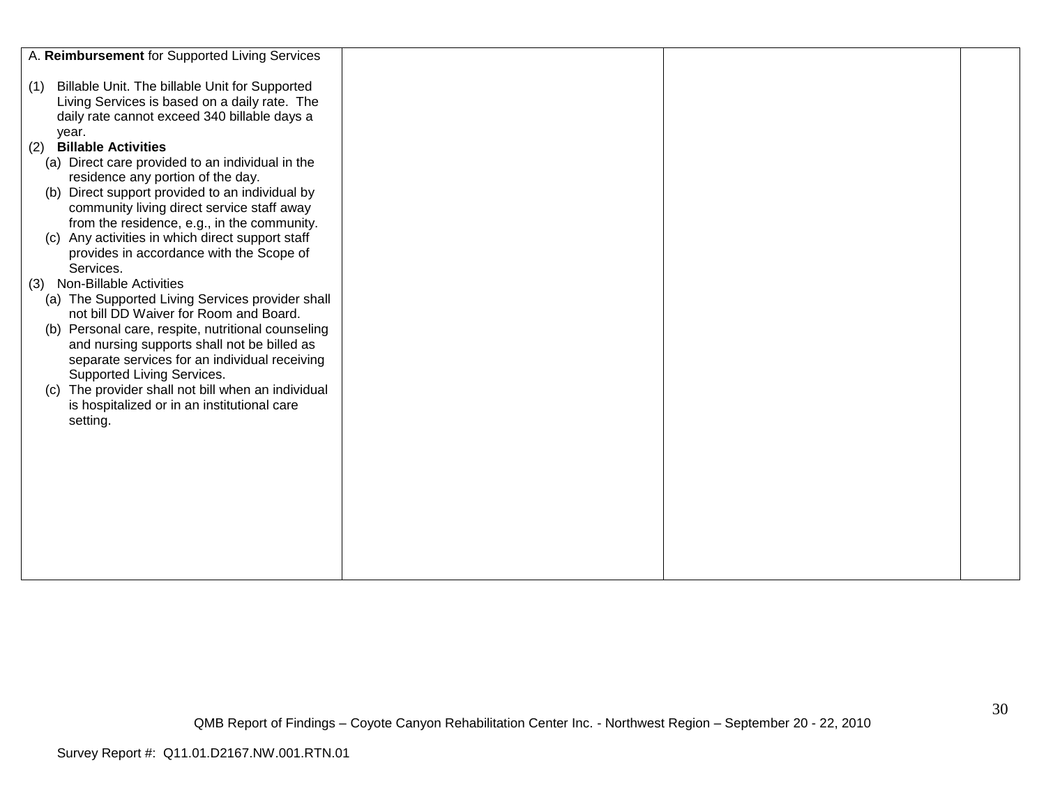| A. **Reimbursement** for Supported Living Services<br><br>(1) Billable Unit. The billable Unit for Supported Living Services is based on a daily rate. The daily rate cannot exceed 340 billable days a year.<br>(2) **Billable Activities**<br>(a) Direct care provided to an individual in the residence any portion of the day.<br>(b) Direct support provided to an individual by community living direct service staff away from the residence, e.g., in the community.<br>(c) Any activities in which direct support staff provides in accordance with the Scope of Services.<br>(3) Non-Billable Activities<br>(a) The Supported Living Services provider shall not bill DD Waiver for Room and Board.<br>(b) Personal care, respite, nutritional counseling and nursing supports shall not be billed as separate services for an individual receiving Supported Living Services.<br>(c) The provider shall not bill when an individual is hospitalized or in an institutional care setting. | | | |
|---|---|---|---|

QMB Report of Findings – Coyote Canyon Rehabilitation Center Inc. - Northwest Region – September 20 - 22, 2010

Survey Report #: Q11.01.D2167.NW.001.RTN.01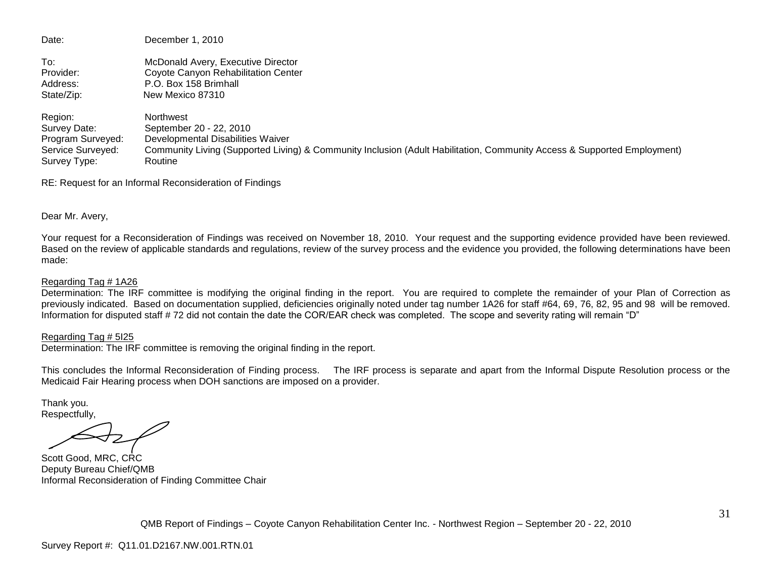Date: December 1, 2010

To: McDonald Avery, Executive Director
Provider: Coyote Canyon Rehabilitation Center
Address: P.O. Box 158 Brimhall
State/Zip: New Mexico 87310

Region: Northwest
Survey Date: September 20 - 22, 2010
Program Surveyed: Developmental Disabilities Waiver
Service Surveyed: Community Living (Supported Living) & Community Inclusion (Adult Habilitation, Community Access & Supported Employment)
Survey Type: Routine

RE: Request for an Informal Reconsideration of Findings

Dear Mr. Avery,

Your request for a Reconsideration of Findings was received on November 18, 2010. Your request and the supporting evidence provided have been reviewed. Based on the review of applicable standards and regulations, review of the survey process and the evidence you provided, the following determinations have been made:

Regarding Tag # 1A26

Determination: The IRF committee is modifying the original finding in the report. You are required to complete the remainder of your Plan of Correction as previously indicated. Based on documentation supplied, deficiencies originally noted under tag number 1A26 for staff #64, 69, 76, 82, 95 and 98 will be removed. Information for disputed staff # 72 did not contain the date the COR/EAR check was completed. The scope and severity rating will remain "D"

Regarding Tag # 5I25

Determination: The IRF committee is removing the original finding in the report.

This concludes the Informal Reconsideration of Finding process. The IRF process is separate and apart from the Informal Dispute Resolution process or the Medicaid Fair Hearing process when DOH sanctions are imposed on a provider.

Thank you.
Respectfully,

Scott Good, MRC, CRC
Deputy Bureau Chief/QMB
Informal Reconsideration of Finding Committee Chair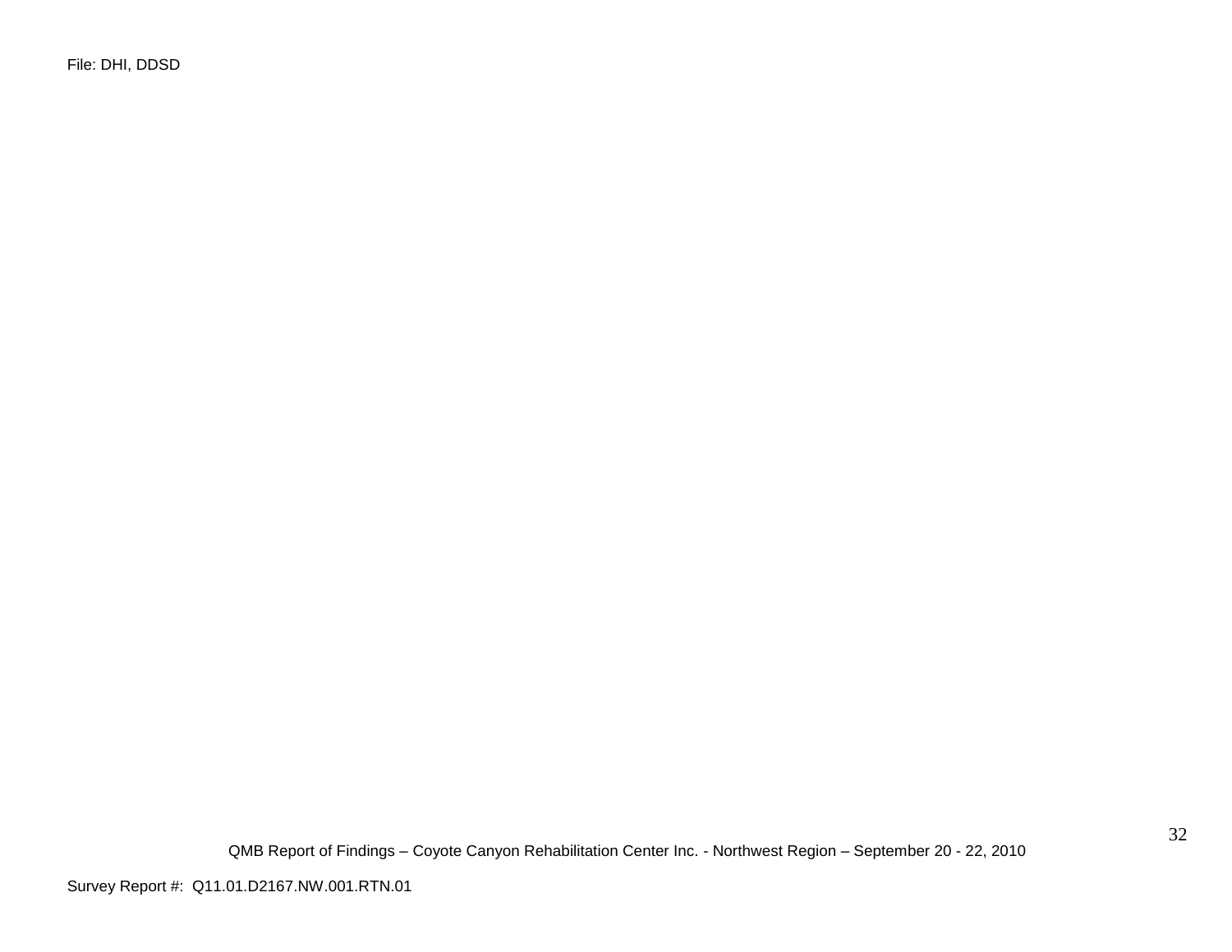File: DHI, DDSD